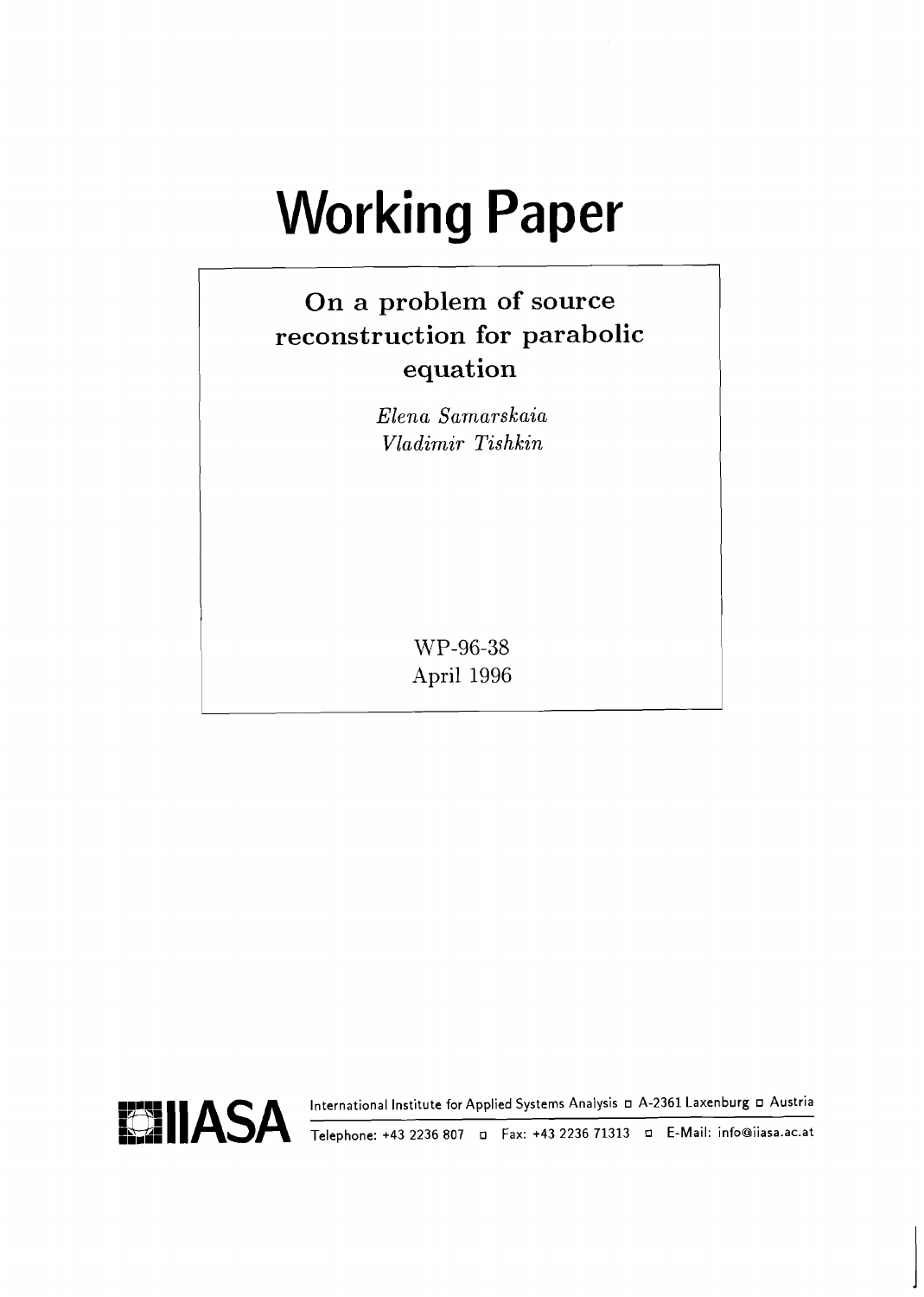# Working Paper

## On a problem of source reconstruction for parabolic equation

*Elena Samarskaia*
*Vladimir Tishkin*

WP-96-38
April 1996

IIASA International Institute for Applied Systems Analysis ◻ A-2361 Laxenburg ◻ Austria

Telephone: +43 2236 807 ◻ Fax: +43 2236 71313 ◻ E-Mail: info@iiasa.ac.at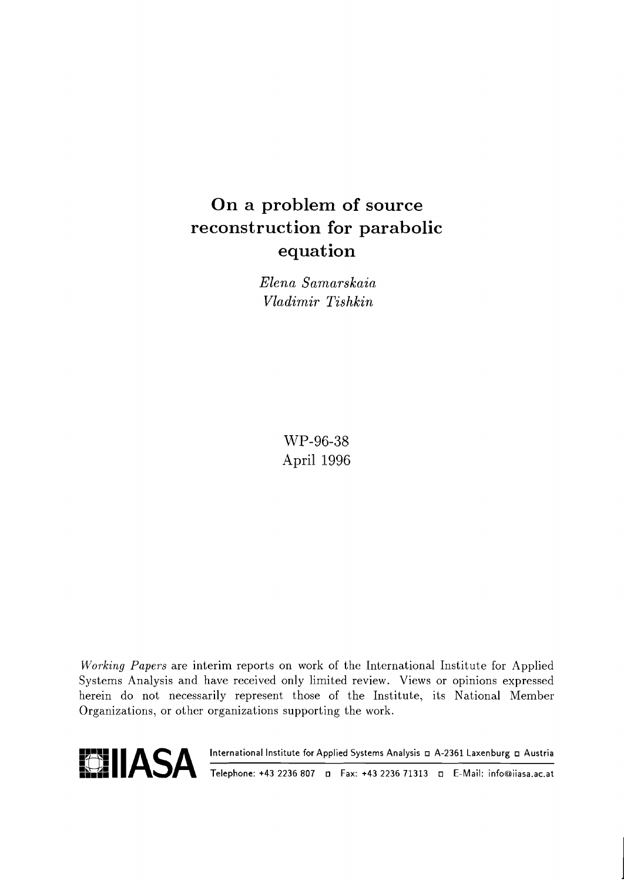# On a problem of source reconstruction for parabolic equation

*Elena Samarskaia*
*Vladimir Tishkin*

WP-96-38
April 1996

*Working Papers* are interim reports on work of the International Institute for Applied Systems Analysis and have received only limited review. Views or opinions expressed herein do not necessarily represent those of the Institute, its National Member Organizations, or other organizations supporting the work.

**IIASA** International Institute for Applied Systems Analysis ◻ A-2361 Laxenburg ◻ Austria

Telephone: +43 2236 807 ◻ Fax: +43 2236 71313 ◻ E-Mail: info@iiasa.ac.at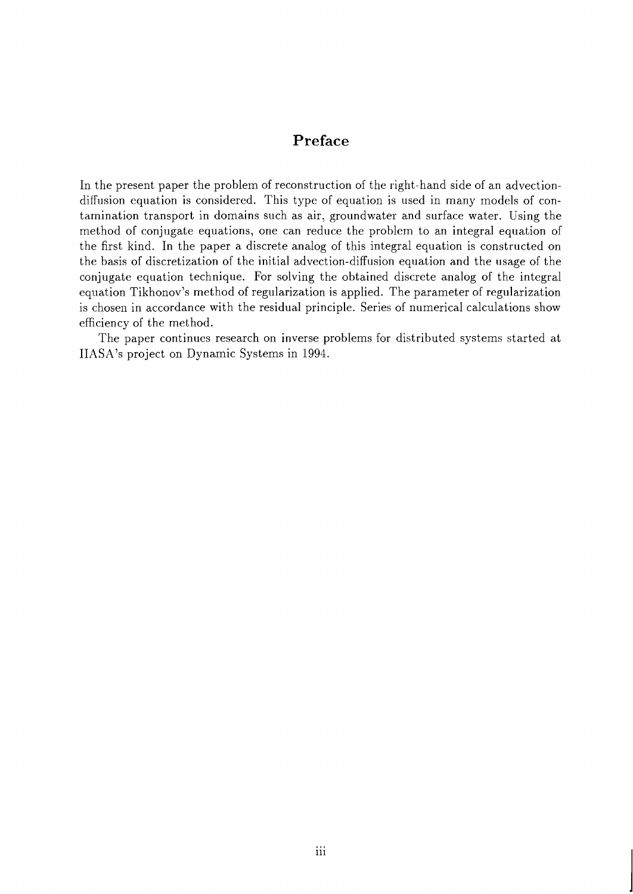# Preface

In the present paper the problem of reconstruction of the right-hand side of an advection-diffusion equation is considered. This type of equation is used in many models of contamination transport in domains such as air, groundwater and surface water. Using the method of conjugate equations, one can reduce the problem to an integral equation of the first kind. In the paper a discrete analog of this integral equation is constructed on the basis of discretization of the initial advection-diffusion equation and the usage of the conjugate equation technique. For solving the obtained discrete analog of the integral equation Tikhonov's method of regularization is applied. The parameter of regularization is chosen in accordance with the residual principle. Series of numerical calculations show efficiency of the method.

The paper continues research on inverse problems for distributed systems started at IIASA's project on Dynamic Systems in 1994.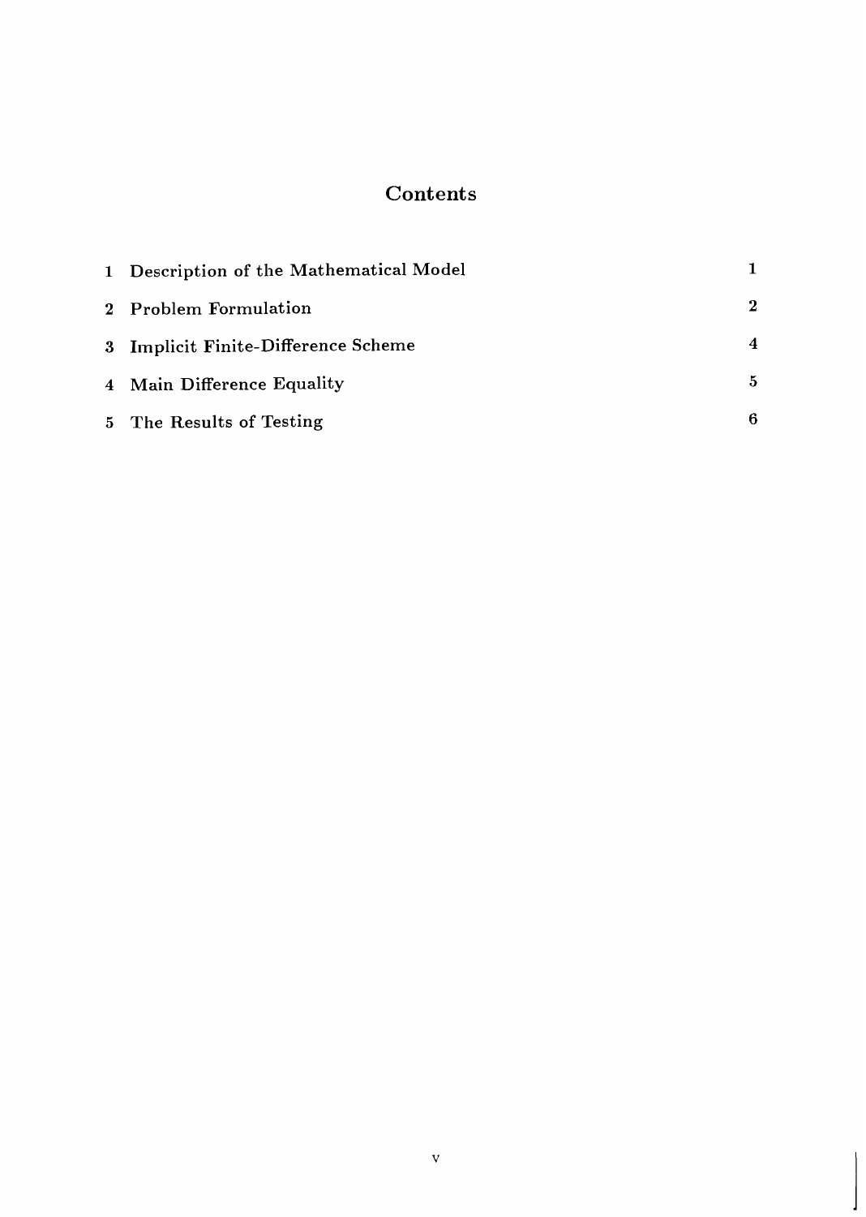# Contents

| | | |
|---|---|---|
| 1 | Description of the Mathematical Model | 1 |
| 2 | Problem Formulation | 2 |
| 3 | Implicit Finite-Difference Scheme | 4 |
| 4 | Main Difference Equality | 5 |
| 5 | The Results of Testing | 6 |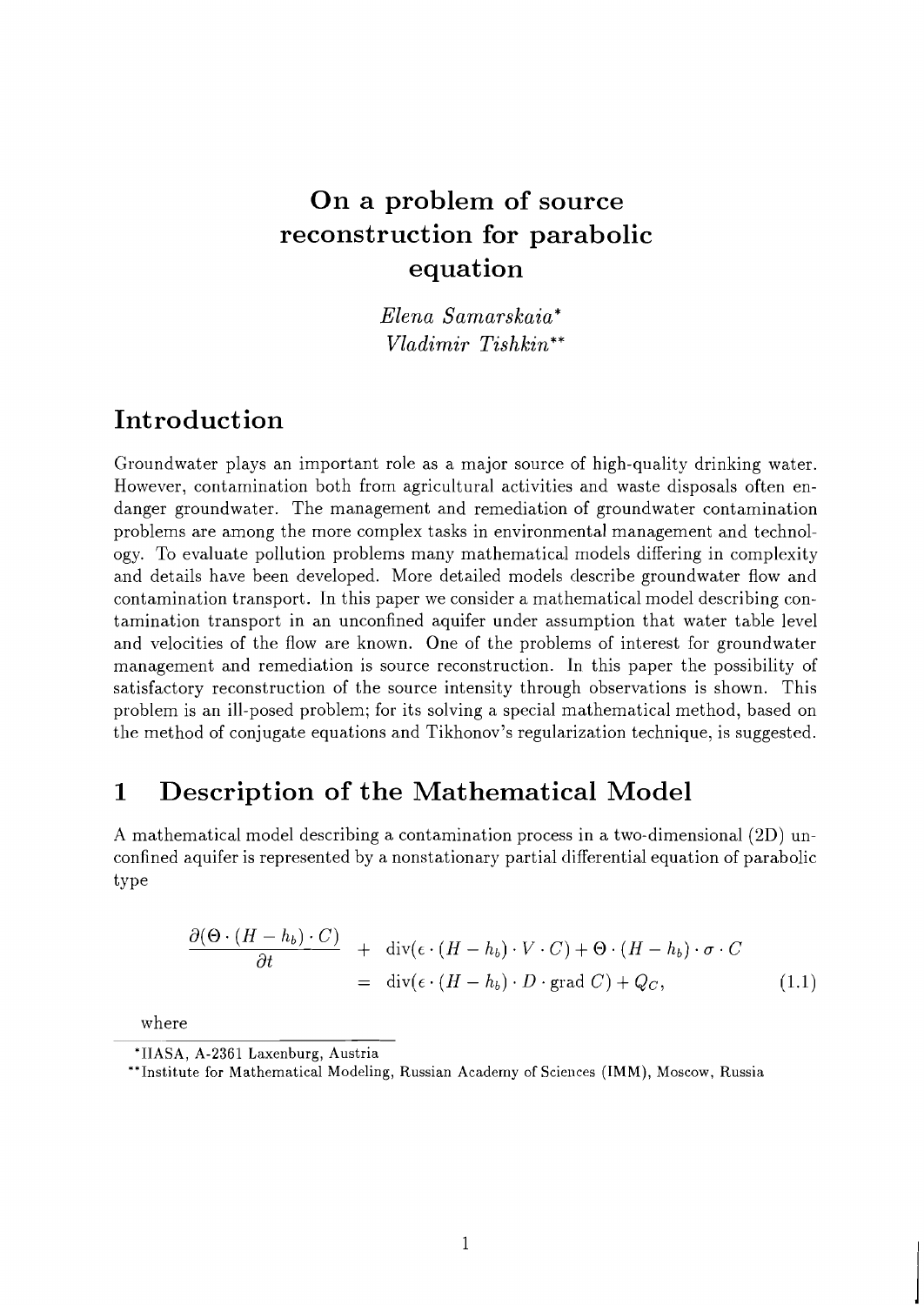# On a problem of source reconstruction for parabolic equation

*Elena Samarskaia*[*]
*Vladimir Tishkin*[**]

## Introduction

Groundwater plays an important role as a major source of high-quality drinking water. However, contamination both from agricultural activities and waste disposals often endanger groundwater. The management and remediation of groundwater contamination problems are among the more complex tasks in environmental management and technology. To evaluate pollution problems many mathematical models differing in complexity and details have been developed. More detailed models describe groundwater flow and contamination transport. In this paper we consider a mathematical model describing contamination transport in an unconfined aquifer under assumption that water table level and velocities of the flow are known. One of the problems of interest for groundwater management and remediation is source reconstruction. In this paper the possibility of satisfactory reconstruction of the source intensity through observations is shown. This problem is an ill-posed problem; for its solving a special mathematical method, based on the method of conjugate equations and Tikhonov's regularization technique, is suggested.

## 1 Description of the Mathematical Model

A mathematical model describing a contamination process in a two-dimensional (2D) unconfined aquifer is represented by a nonstationary partial differential equation of parabolic type

$$
\begin{aligned}
\frac{\partial(\Theta \cdot (H - h_b) \cdot C)}{\partial t} &+ \operatorname{div}(\epsilon \cdot (H - h_b) \cdot V \cdot C) + \Theta \cdot (H - h_b) \cdot \sigma \cdot C \\
&= \operatorname{div}(\epsilon \cdot (H - h_b) \cdot D \cdot \operatorname{grad} C) + Q_C,
\end{aligned}
\tag{1.1}
$$

where

[*] IIASA, A-2361 Laxenburg, Austria

[**] Institute for Mathematical Modeling, Russian Academy of Sciences (IMM), Moscow, Russia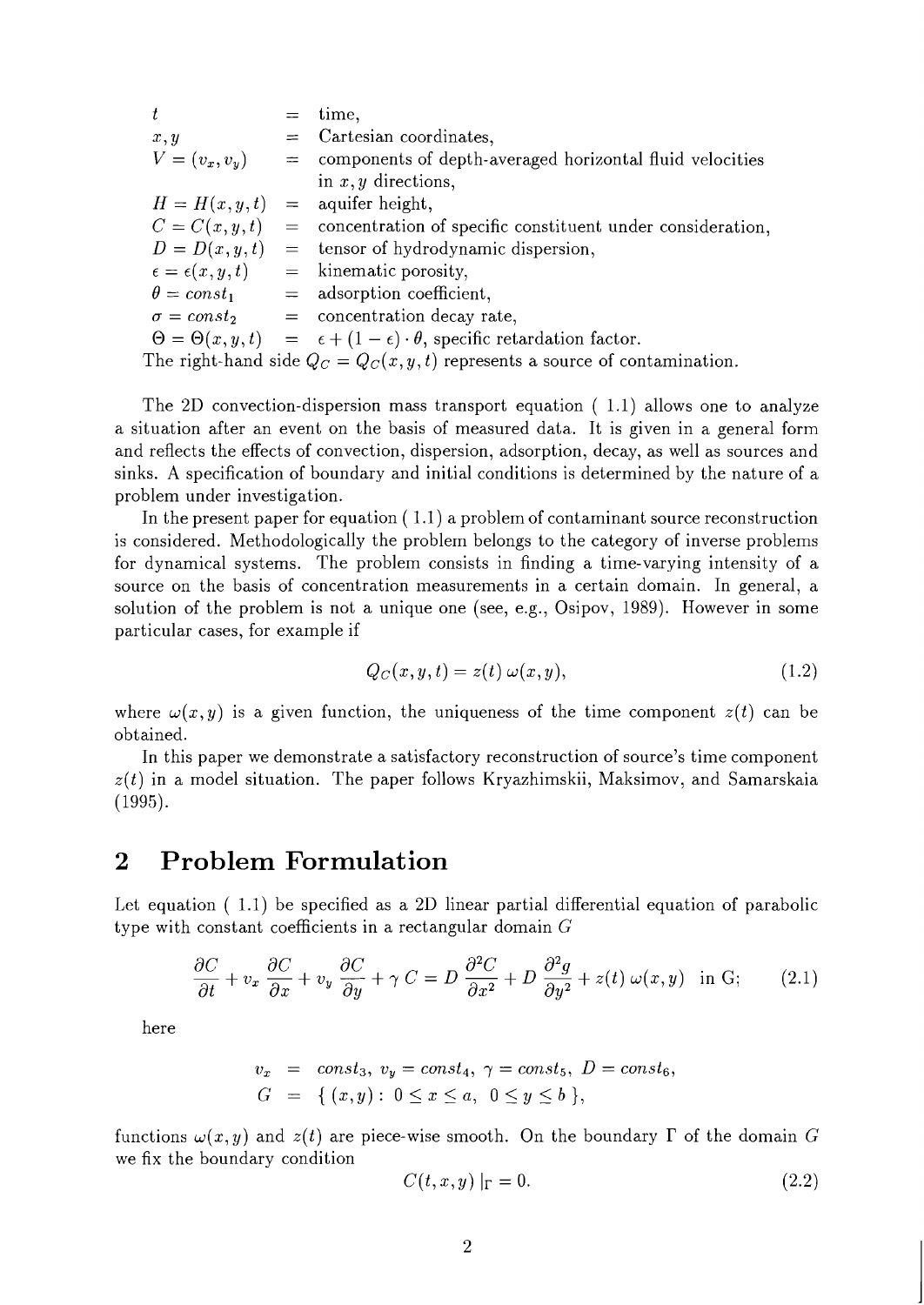| | | |
|---|---|---|
| $t$ | $=$ | time, |
| $x, y$ | $=$ | Cartesian coordinates, |
| $V = (v_x, v_y)$ | $=$ | components of depth-averaged horizontal fluid velocities in $x, y$ directions, |
| $H = H(x, y, t)$ | $=$ | aquifer height, |
| $C = C(x, y, t)$ | $=$ | concentration of specific constituent under consideration, |
| $D = D(x, y, t)$ | $=$ | tensor of hydrodynamic dispersion, |
| $\epsilon = \epsilon(x, y, t)$ | $=$ | kinematic porosity, |
| $\theta = const_1$ | $=$ | adsorption coefficient, |
| $\sigma = const_2$ | $=$ | concentration decay rate, |
| $\Theta = \Theta(x, y, t)$ | $=$ | $\epsilon + (1 - \epsilon) \cdot \theta$, specific retardation factor. |

The right-hand side $Q_C = Q_C(x, y, t)$ represents a source of contamination.

The 2D convection-dispersion mass transport equation ( 1.1) allows one to analyze a situation after an event on the basis of measured data. It is given in a general form and reflects the effects of convection, dispersion, adsorption, decay, as well as sources and sinks. A specification of boundary and initial conditions is determined by the nature of a problem under investigation.

In the present paper for equation ( 1.1) a problem of contaminant source reconstruction is considered. Methodologically the problem belongs to the category of inverse problems for dynamical systems. The problem consists in finding a time-varying intensity of a source on the basis of concentration measurements in a certain domain. In general, a solution of the problem is not a unique one (see, e.g., Osipov, 1989). However in some particular cases, for example if

$$Q_C(x, y, t) = z(t)\, \omega(x, y), \tag{1.2}$$

where $\omega(x, y)$ is a given function, the uniqueness of the time component $z(t)$ can be obtained.

In this paper we demonstrate a satisfactory reconstruction of source's time component $z(t)$ in a model situation. The paper follows Kryazhimskii, Maksimov, and Samarskaia (1995).

## 2 Problem Formulation

Let equation ( 1.1) be specified as a 2D linear partial differential equation of parabolic type with constant coefficients in a rectangular domain $G$

$$\frac{\partial C}{\partial t} + v_x \frac{\partial C}{\partial x} + v_y \frac{\partial C}{\partial y} + \gamma\, C = D\, \frac{\partial^2 C}{\partial x^2} + D\, \frac{\partial^2 g}{\partial y^2} + z(t)\, \omega(x, y) \quad \text{in G;} \tag{2.1}$$

here

$$\begin{aligned} v_x &= const_3,\ v_y = const_4,\ \gamma = const_5,\ D = const_6, \\ G &= \{\, (x, y) :\ 0 \le x \le a,\ \ 0 \le y \le b \,\}, \end{aligned}$$

functions $\omega(x, y)$ and $z(t)$ are piece-wise smooth. On the boundary $\Gamma$ of the domain $G$ we fix the boundary condition

$$C(t, x, y)\mid_\Gamma = 0. \tag{2.2}$$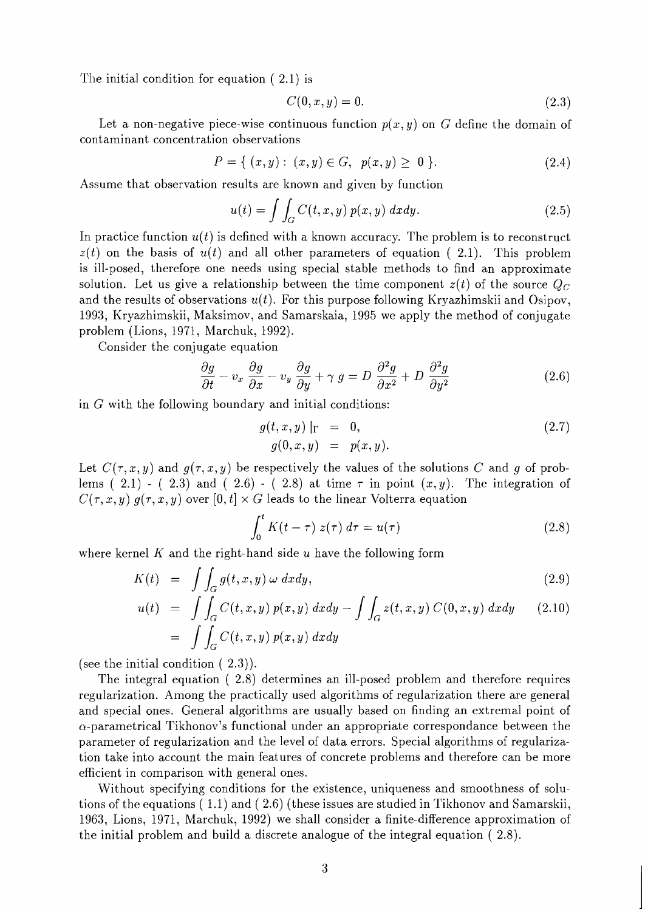The initial condition for equation ( 2.1) is

$$C(0,x,y) = 0. \tag{2.3}$$

Let a non-negative piece-wise continuous function $p(x,y)$ on $G$ define the domain of contaminant concentration observations

$$P = \{ \ (x,y): \ (x,y) \in G, \ \ p(x,y) \geq \ 0 \ \}. \tag{2.4}$$

Assume that observation results are known and given by function

$$u(t) = \int\int_G C(t,x,y) \ p(x,y) \ dxdy. \tag{2.5}$$

In practice function $u(t)$ is defined with a known accuracy. The problem is to reconstruct $z(t)$ on the basis of $u(t)$ and all other parameters of equation ( 2.1). This problem is ill-posed, therefore one needs using special stable methods to find an approximate solution. Let us give a relationship between the time component $z(t)$ of the source $Q_C$ and the results of observations $u(t)$. For this purpose following Kryazhimskii and Osipov, 1993, Kryazhimskii, Maksimov, and Samarskaia, 1995 we apply the method of conjugate problem (Lions, 1971, Marchuk, 1992).

Consider the conjugate equation

$$\frac{\partial g}{\partial t} - v_x \ \frac{\partial g}{\partial x} - v_y \ \frac{\partial g}{\partial y} + \gamma \ g = D \ \frac{\partial^2 g}{\partial x^2} + D \ \frac{\partial^2 g}{\partial y^2} \tag{2.6}$$

in $G$ with the following boundary and initial conditions:

$$\begin{aligned} g(t,x,y) \mid_\Gamma &= 0, \\ g(0,x,y) &= p(x,y). \end{aligned} \tag{2.7}$$

Let $C(\tau,x,y)$ and $g(\tau,x,y)$ be respectively the values of the solutions $C$ and $g$ of problems ( 2.1) - ( 2.3) and ( 2.6) - ( 2.8) at time $\tau$ in point $(x,y)$. The integration of $C(\tau,x,y) \ g(\tau,x,y)$ over $[0,t] \times G$ leads to the linear Volterra equation

$$\int_0^t K(t-\tau) \ z(\tau) \ d\tau = u(\tau) \tag{2.8}$$

where kernel $K$ and the right-hand side $u$ have the following form

$$K(t) = \int\int_G g(t,x,y) \ \omega \ dxdy, \tag{2.9}$$

$$\begin{aligned} u(t) &= \int\int_G C(t,x,y) \ p(x,y) \ dxdy - \int\int_G z(t,x,y) \ C(0,x,y) \ dxdy \\ &= \int\int_G C(t,x,y) \ p(x,y) \ dxdy \end{aligned} \tag{2.10}$$

(see the initial condition ( 2.3)).

The integral equation ( 2.8) determines an ill-posed problem and therefore requires regularization. Among the practically used algorithms of regularization there are general and special ones. General algorithms are usually based on finding an extremal point of $\alpha$-parametrical Tikhonov's functional under an appropriate correspondance between the parameter of regularization and the level of data errors. Special algorithms of regularization take into account the main features of concrete problems and therefore can be more efficient in comparison with general ones.

Without specifying conditions for the existence, uniqueness and smoothness of solutions of the equations ( 1.1) and ( 2.6) (these issues are studied in Tikhonov and Samarskii, 1963, Lions, 1971, Marchuk, 1992) we shall consider a finite-difference approximation of the initial problem and build a discrete analogue of the integral equation ( 2.8).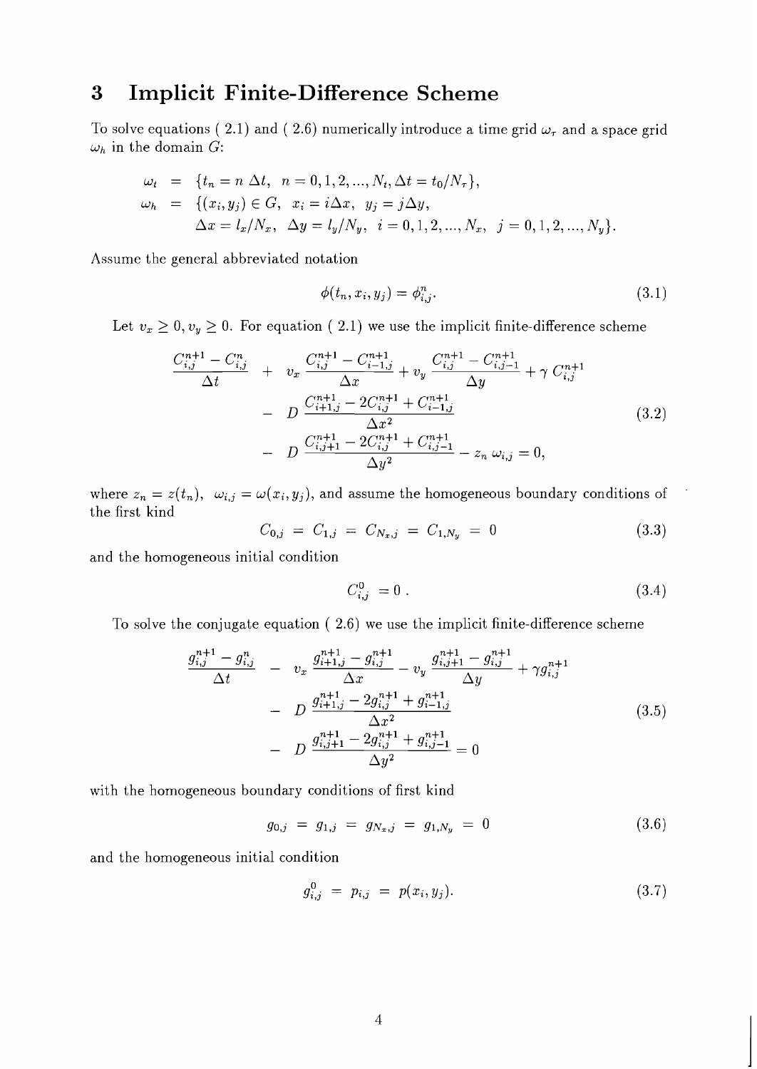# 3 Implicit Finite-Difference Scheme

To solve equations ( 2.1) and ( 2.6) numerically introduce a time grid $\omega_\tau$ and a space grid $\omega_h$ in the domain $G$:

$$
\begin{aligned}
\omega_t &= \{t_n = n\,\Delta t,\;\; n = 0,1,2,...,N_t, \Delta t = t_0/N_\tau\},\\
\omega_h &= \{(x_i, y_j) \in G,\;\; x_i = i\Delta x,\;\; y_j = j\Delta y,\\
&\quad\;\; \Delta x = l_x/N_x,\;\; \Delta y = l_y/N_y,\;\; i = 0,1,2,...,N_x,\;\; j = 0,1,2,...,N_y\}.
\end{aligned}
$$

Assume the general abbreviated notation

$$
\phi(t_n, x_i, y_j) = \phi^n_{i,j}. \tag{3.1}
$$

Let $v_x \geq 0, v_y \geq 0$. For equation ( 2.1) we use the implicit finite-difference scheme

$$
\begin{aligned}
\frac{C^{n+1}_{i,j} - C^n_{i,j}}{\Delta t} &+ v_x\,\frac{C^{n+1}_{i,j} - C^{n+1}_{i-1,j}}{\Delta x} + v_y\,\frac{C^{n+1}_{i,j} - C^{n+1}_{i,j-1}}{\Delta y} + \gamma\; C^{n+1}_{i,j}\\
&- D\,\frac{C^{n+1}_{i+1,j} - 2C^{n+1}_{i,j} + C^{n+1}_{i-1,j}}{\Delta x^2}\\
&- D\,\frac{C^{n+1}_{i,j+1} - 2C^{n+1}_{i,j} + C^{n+1}_{i,j-1}}{\Delta y^2} - z_n\;\omega_{i,j} = 0,
\end{aligned} \tag{3.2}
$$

where $z_n = z(t_n),\;\; \omega_{i,j} = \omega(x_i, y_j)$, and assume the homogeneous boundary conditions of the first kind

$$
C_{0,j} \;=\; C_{1,j} \;=\; C_{N_x,j} \;=\; C_{1,N_y} \;=\; 0 \tag{3.3}
$$

and the homogeneous initial condition

$$
C^0_{i,j} \;= 0\;. \tag{3.4}
$$

To solve the conjugate equation ( 2.6) we use the implicit finite-difference scheme

$$
\begin{aligned}
\frac{g^{n+1}_{i,j} - g^n_{i,j}}{\Delta t} &- v_x\,\frac{g^{n+1}_{i+1,j} - g^{n+1}_{i,j}}{\Delta x} - v_y\,\frac{g^{n+1}_{i,j+1} - g^{n+1}_{i,j}}{\Delta y} + \gamma g^{n+1}_{i,j}\\
&- D\,\frac{g^{n+1}_{i+1,j} - 2g^{n+1}_{i,j} + g^{n+1}_{i-1,j}}{\Delta x^2}\\
&- D\,\frac{g^{n+1}_{i,j+1} - 2g^{n+1}_{i,j} + g^{n+1}_{i,j-1}}{\Delta y^2} = 0
\end{aligned} \tag{3.5}
$$

with the homogeneous boundary conditions of first kind

$$
g_{0,j} \;=\; g_{1,j} \;=\; g_{N_x,j} \;=\; g_{1,N_y} \;=\; 0 \tag{3.6}
$$

and the homogeneous initial condition

$$
g^0_{i,j} \;=\; p_{i,j} \;=\; p(x_i, y_j). \tag{3.7}
$$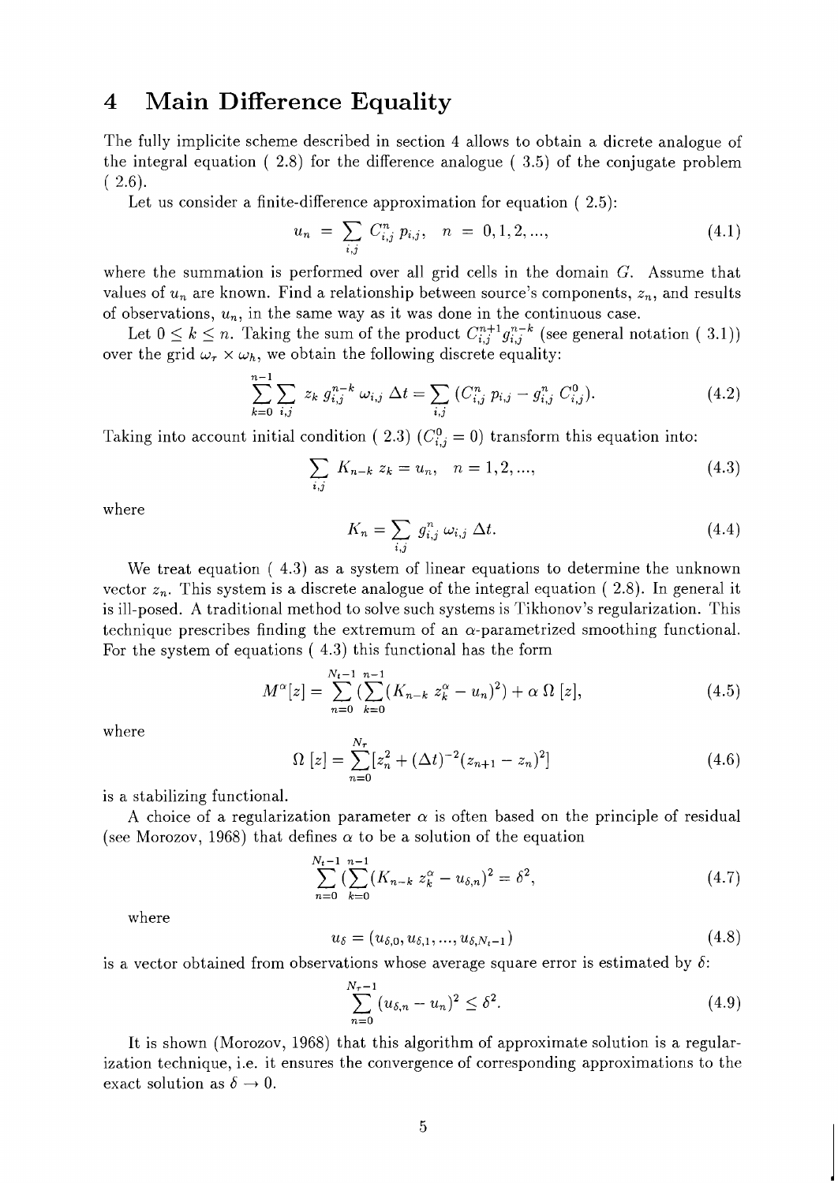# 4 Main Difference Equality

The fully implicite scheme described in section 4 allows to obtain a dicrete analogue of the integral equation ( 2.8) for the difference analogue ( 3.5) of the conjugate problem ( 2.6).

Let us consider a finite-difference approximation for equation ( 2.5):

$$u_n = \sum_{i,j} C_{i,j}^n \, p_{i,j}, \quad n = 0, 1, 2, ..., \tag{4.1}$$

where the summation is performed over all grid cells in the domain $G$. Assume that values of $u_n$ are known. Find a relationship between source's components, $z_n$, and results of observations, $u_n$, in the same way as it was done in the continuous case.

Let $0 \le k \le n$. Taking the sum of the product $C_{i,j}^{n+1} g_{i,j}^{n-k}$ (see general notation ( 3.1)) over the grid $\omega_\tau \times \omega_h$, we obtain the following discrete equality:

$$\sum_{k=0}^{n-1} \sum_{i,j} z_k \, g_{i,j}^{n-k} \, \omega_{i,j} \, \Delta t = \sum_{i,j} (C_{i,j}^n \, p_{i,j} - g_{i,j}^n \, C_{i,j}^0). \tag{4.2}$$

Taking into account initial condition ( 2.3) ($C_{i,j}^0 = 0$) transform this equation into:

$$\sum_{i,j} K_{n-k} \, z_k = u_n, \quad n = 1, 2, ..., \tag{4.3}$$

where

$$K_n = \sum_{i,j} g_{i,j}^n \, \omega_{i,j} \, \Delta t. \tag{4.4}$$

We treat equation ( 4.3) as a system of linear equations to determine the unknown vector $z_n$. This system is a discrete analogue of the integral equation ( 2.8). In general it is ill-posed. A traditional method to solve such systems is Tikhonov's regularization. This technique prescribes finding the extremum of an $\alpha$-parametrized smoothing functional. For the system of equations ( 4.3) this functional has the form

$$M^\alpha[z] = \sum_{n=0}^{N_t-1} (\sum_{k=0}^{n-1} (K_{n-k} \, z_k^\alpha - u_n)^2) + \alpha \, \Omega \, [z], \tag{4.5}$$

where

$$\Omega \, [z] = \sum_{n=0}^{N_\tau} [z_n^2 + (\Delta t)^{-2} (z_{n+1} - z_n)^2] \tag{4.6}$$

is a stabilizing functional.

A choice of a regularization parameter $\alpha$ is often based on the principle of residual (see Morozov, 1968) that defines $\alpha$ to be a solution of the equation

$$\sum_{n=0}^{N_t-1} (\sum_{k=0}^{n-1} (K_{n-k} \, z_k^\alpha - u_{\delta,n})^2 = \delta^2, \tag{4.7}$$

where

$$u_\delta = (u_{\delta,0}, u_{\delta,1}, ..., u_{\delta,N_t-1}) \tag{4.8}$$

is a vector obtained from observations whose average square error is estimated by $\delta$:

$$\sum_{n=0}^{N_\tau-1} (u_{\delta,n} - u_n)^2 \le \delta^2. \tag{4.9}$$

It is shown (Morozov, 1968) that this algorithm of approximate solution is a regularization technique, i.e. it ensures the convergence of corresponding approximations to the exact solution as $\delta \to 0$.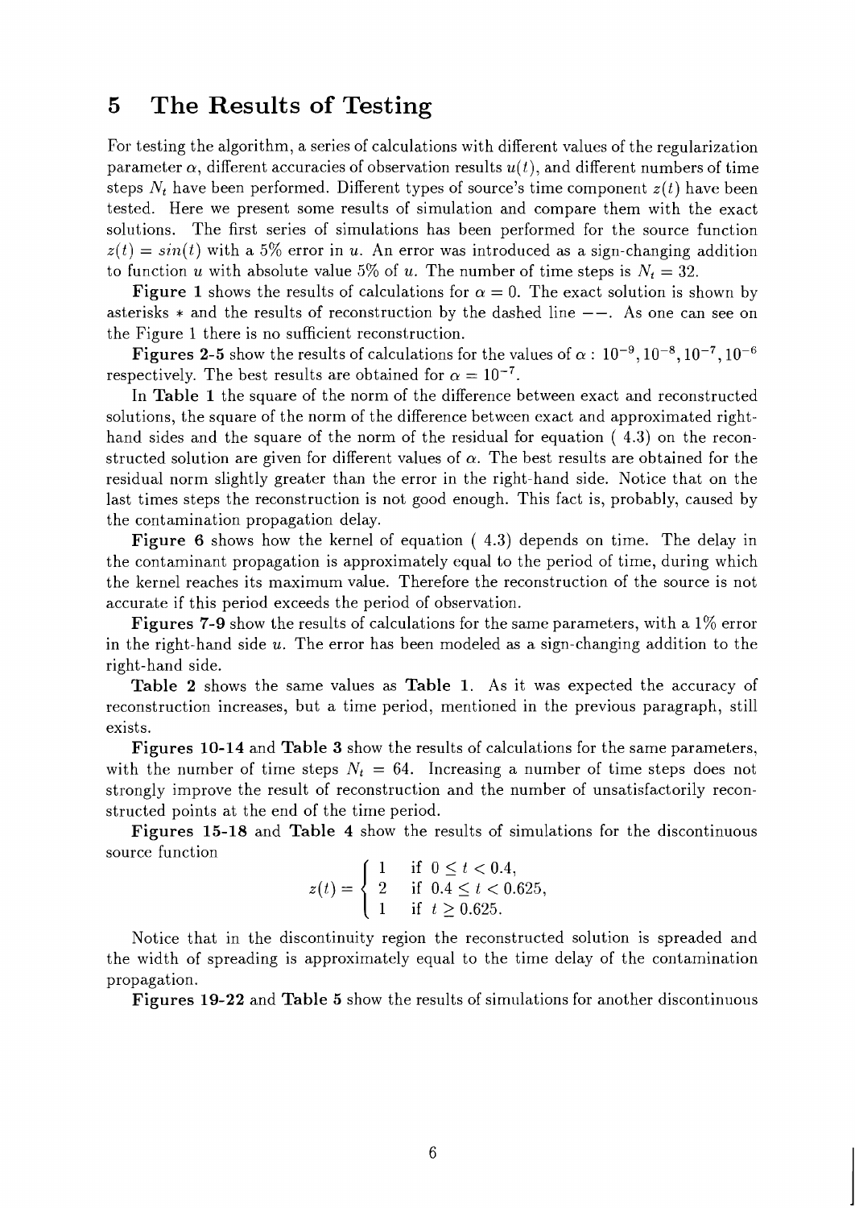# 5 The Results of Testing

For testing the algorithm, a series of calculations with different values of the regularization parameter $\alpha$, different accuracies of observation results $u(t)$, and different numbers of time steps $N_t$ have been performed. Different types of source's time component $z(t)$ have been tested. Here we present some results of simulation and compare them with the exact solutions. The first series of simulations has been performed for the source function $z(t) = sin(t)$ with a 5% error in $u$. An error was introduced as a sign-changing addition to function $u$ with absolute value 5% of $u$. The number of time steps is $N_t = 32$.

**Figure 1** shows the results of calculations for $\alpha = 0$. The exact solution is shown by asterisks $*$ and the results of reconstruction by the dashed line $--$. As one can see on the Figure 1 there is no sufficient reconstruction.

**Figures 2-5** show the results of calculations for the values of $\alpha$ : $10^{-9}, 10^{-8}, 10^{-7}, 10^{-6}$ respectively. The best results are obtained for $\alpha = 10^{-7}$.

In **Table 1** the square of the norm of the difference between exact and reconstructed solutions, the square of the norm of the difference between exact and approximated right-hand sides and the square of the norm of the residual for equation ( 4.3) on the reconstructed solution are given for different values of $\alpha$. The best results are obtained for the residual norm slightly greater than the error in the right-hand side. Notice that on the last times steps the reconstruction is not good enough. This fact is, probably, caused by the contamination propagation delay.

**Figure 6** shows how the kernel of equation ( 4.3) depends on time. The delay in the contaminant propagation is approximately equal to the period of time, during which the kernel reaches its maximum value. Therefore the reconstruction of the source is not accurate if this period exceeds the period of observation.

**Figures 7-9** show the results of calculations for the same parameters, with a 1% error in the right-hand side $u$. The error has been modeled as a sign-changing addition to the right-hand side.

**Table 2** shows the same values as **Table 1**. As it was expected the accuracy of reconstruction increases, but a time period, mentioned in the previous paragraph, still exists.

**Figures 10-14** and **Table 3** show the results of calculations for the same parameters, with the number of time steps $N_t = 64$. Increasing a number of time steps does not strongly improve the result of reconstruction and the number of unsatisfactorily reconstructed points at the end of the time period.

**Figures 15-18** and **Table 4** show the results of simulations for the discontinuous source function

$$z(t) = \begin{cases} 1 & \text{if } 0 \leq t < 0.4, \\ 2 & \text{if } 0.4 \leq t < 0.625, \\ 1 & \text{if } t \geq 0.625. \end{cases}$$

Notice that in the discontinuity region the reconstructed solution is spreaded and the width of spreading is approximately equal to the time delay of the contamination propagation.

**Figures 19-22** and **Table 5** show the results of simulations for another discontinuous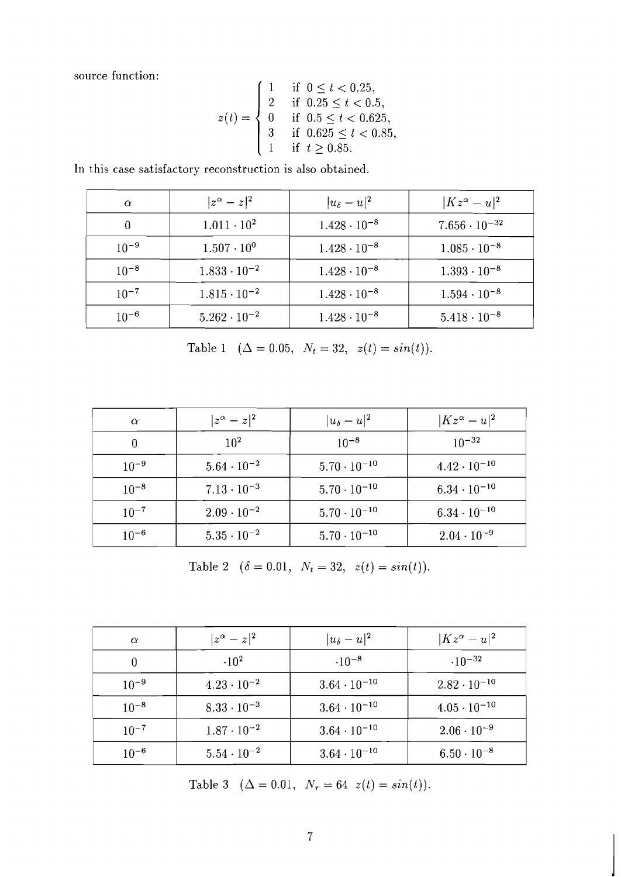source function:

$$
z(t) = \begin{cases} 1 & \text{if } 0 \leq t < 0.25, \\ 2 & \text{if } 0.25 \leq t < 0.5, \\ 0 & \text{if } 0.5 \leq t < 0.625, \\ 3 & \text{if } 0.625 \leq t < 0.85, \\ 1 & \text{if } t \geq 0.85. \end{cases}
$$

In this case satisfactory reconstruction is also obtained.

| $\alpha$ | $\|z^\alpha - z\|^2$ | $\|u_\delta - u\|^2$ | $\|Kz^\alpha - u\|^2$ |
|---|---|---|---|
| 0 | $1.011 \cdot 10^2$ | $1.428 \cdot 10^{-8}$ | $7.656 \cdot 10^{-32}$ |
| $10^{-9}$ | $1.507 \cdot 10^0$ | $1.428 \cdot 10^{-8}$ | $1.085 \cdot 10^{-8}$ |
| $10^{-8}$ | $1.833 \cdot 10^{-2}$ | $1.428 \cdot 10^{-8}$ | $1.393 \cdot 10^{-8}$ |
| $10^{-7}$ | $1.815 \cdot 10^{-2}$ | $1.428 \cdot 10^{-8}$ | $1.594 \cdot 10^{-8}$ |
| $10^{-6}$ | $5.262 \cdot 10^{-2}$ | $1.428 \cdot 10^{-8}$ | $5.418 \cdot 10^{-8}$ |

Table 1 $(\Delta = 0.05,\ N_t = 32,\ z(t) = sin(t))$.

| $\alpha$ | $\|z^\alpha - z\|^2$ | $\|u_\delta - u\|^2$ | $\|Kz^\alpha - u\|^2$ |
|---|---|---|---|
| 0 | $10^2$ | $10^{-8}$ | $10^{-32}$ |
| $10^{-9}$ | $5.64 \cdot 10^{-2}$ | $5.70 \cdot 10^{-10}$ | $4.42 \cdot 10^{-10}$ |
| $10^{-8}$ | $7.13 \cdot 10^{-3}$ | $5.70 \cdot 10^{-10}$ | $6.34 \cdot 10^{-10}$ |
| $10^{-7}$ | $2.09 \cdot 10^{-2}$ | $5.70 \cdot 10^{-10}$ | $6.34 \cdot 10^{-10}$ |
| $10^{-6}$ | $5.35 \cdot 10^{-2}$ | $5.70 \cdot 10^{-10}$ | $2.04 \cdot 10^{-9}$ |

Table 2 $(\delta = 0.01,\ N_t = 32,\ z(t) = sin(t))$.

| $\alpha$ | $\|z^\alpha - z\|^2$ | $\|u_\delta - u\|^2$ | $\|Kz^\alpha - u\|^2$ |
|---|---|---|---|
| 0 | $\cdot 10^2$ | $\cdot 10^{-8}$ | $\cdot 10^{-32}$ |
| $10^{-9}$ | $4.23 \cdot 10^{-2}$ | $3.64 \cdot 10^{-10}$ | $2.82 \cdot 10^{-10}$ |
| $10^{-8}$ | $8.33 \cdot 10^{-3}$ | $3.64 \cdot 10^{-10}$ | $4.05 \cdot 10^{-10}$ |
| $10^{-7}$ | $1.87 \cdot 10^{-2}$ | $3.64 \cdot 10^{-10}$ | $2.06 \cdot 10^{-9}$ |
| $10^{-6}$ | $5.54 \cdot 10^{-2}$ | $3.64 \cdot 10^{-10}$ | $6.50 \cdot 10^{-8}$ |

Table 3 $(\Delta = 0.01,\ N_\tau = 64\ \ z(t) = sin(t))$.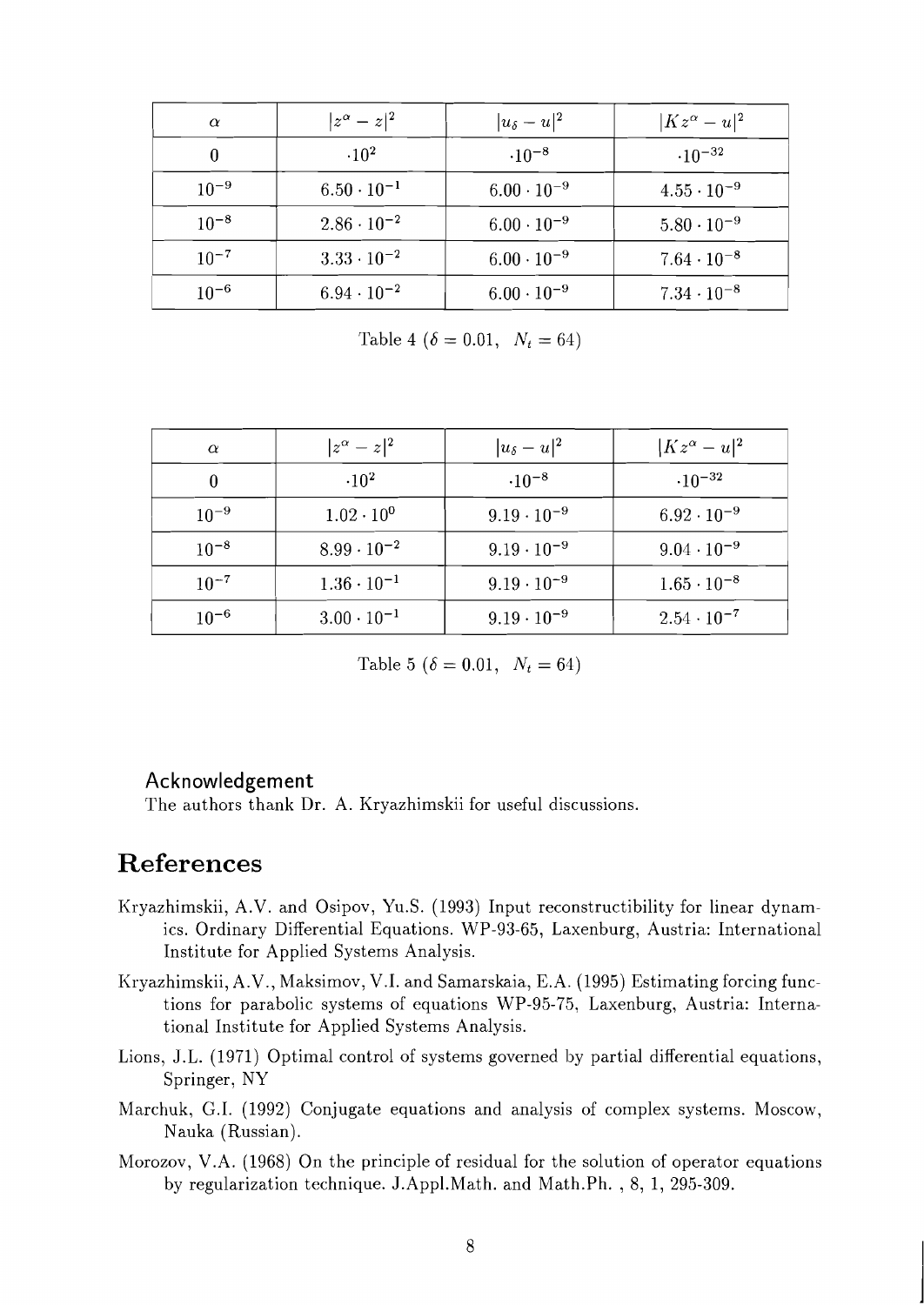| $\alpha$ | $\|z^\alpha - z\|^2$ | $\|u_\delta - u\|^2$ | $\|Kz^\alpha - u\|^2$ |
|---|---|---|---|
| 0 | $\cdot 10^2$ | $\cdot 10^{-8}$ | $\cdot 10^{-32}$ |
| $10^{-9}$ | $6.50 \cdot 10^{-1}$ | $6.00 \cdot 10^{-9}$ | $4.55 \cdot 10^{-9}$ |
| $10^{-8}$ | $2.86 \cdot 10^{-2}$ | $6.00 \cdot 10^{-9}$ | $5.80 \cdot 10^{-9}$ |
| $10^{-7}$ | $3.33 \cdot 10^{-2}$ | $6.00 \cdot 10^{-9}$ | $7.64 \cdot 10^{-8}$ |
| $10^{-6}$ | $6.94 \cdot 10^{-2}$ | $6.00 \cdot 10^{-9}$ | $7.34 \cdot 10^{-8}$ |

Table 4 ($\delta = 0.01, \;\; N_t = 64$)

| $\alpha$ | $\|z^\alpha - z\|^2$ | $\|u_\delta - u\|^2$ | $\|Kz^\alpha - u\|^2$ |
|---|---|---|---|
| 0 | $\cdot 10^2$ | $\cdot 10^{-8}$ | $\cdot 10^{-32}$ |
| $10^{-9}$ | $1.02 \cdot 10^{0}$ | $9.19 \cdot 10^{-9}$ | $6.92 \cdot 10^{-9}$ |
| $10^{-8}$ | $8.99 \cdot 10^{-2}$ | $9.19 \cdot 10^{-9}$ | $9.04 \cdot 10^{-9}$ |
| $10^{-7}$ | $1.36 \cdot 10^{-1}$ | $9.19 \cdot 10^{-9}$ | $1.65 \cdot 10^{-8}$ |
| $10^{-6}$ | $3.00 \cdot 10^{-1}$ | $9.19 \cdot 10^{-9}$ | $2.54 \cdot 10^{-7}$ |

Table 5 ($\delta = 0.01, \;\; N_t = 64$)

### Acknowledgement

The authors thank Dr. A. Kryazhimskii for useful discussions.

# References

Kryazhimskii, A.V. and Osipov, Yu.S. (1993) Input reconstructibility for linear dynamics. Ordinary Differential Equations. WP-93-65, Laxenburg, Austria: International Institute for Applied Systems Analysis.

Kryazhimskii, A.V., Maksimov, V.I. and Samarskaia, E.A. (1995) Estimating forcing functions for parabolic systems of equations WP-95-75, Laxenburg, Austria: International Institute for Applied Systems Analysis.

Lions, J.L. (1971) Optimal control of systems governed by partial differential equations, Springer, NY

Marchuk, G.I. (1992) Conjugate equations and analysis of complex systems. Moscow, Nauka (Russian).

Morozov, V.A. (1968) On the principle of residual for the solution of operator equations by regularization technique. J.Appl.Math. and Math.Ph. , 8, 1, 295-309.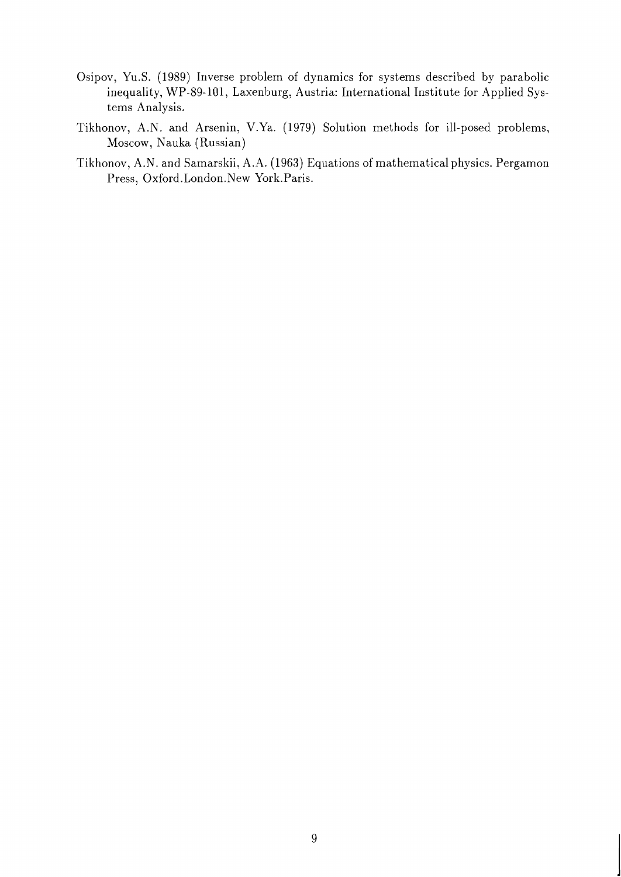Osipov, Yu.S. (1989) Inverse problem of dynamics for systems described by parabolic inequality, WP-89-101, Laxenburg, Austria: International Institute for Applied Systems Analysis.

Tikhonov, A.N. and Arsenin, V.Ya. (1979) Solution methods for ill-posed problems, Moscow, Nauka (Russian)

Tikhonov, A.N. and Samarskii, A.A. (1963) Equations of mathematical physics. Pergamon Press, Oxford.London.New York.Paris.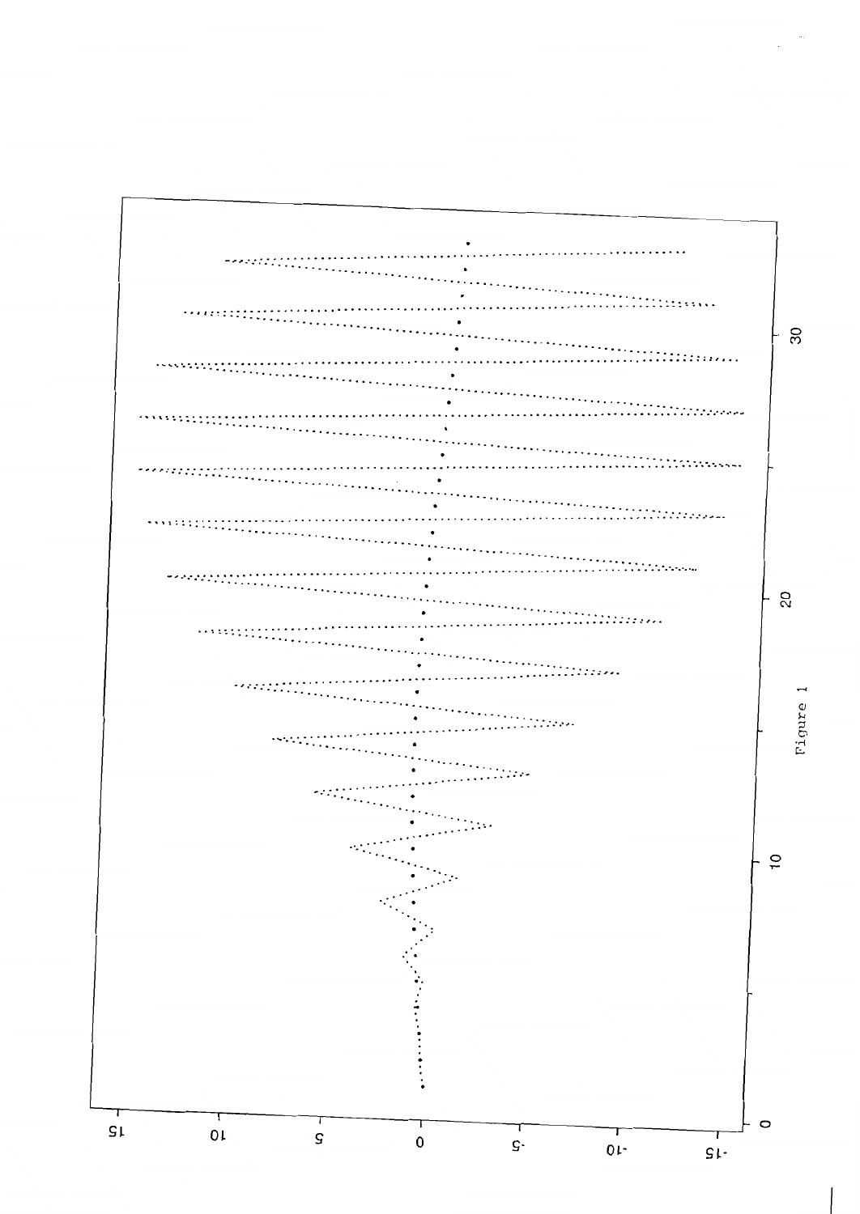Figure 1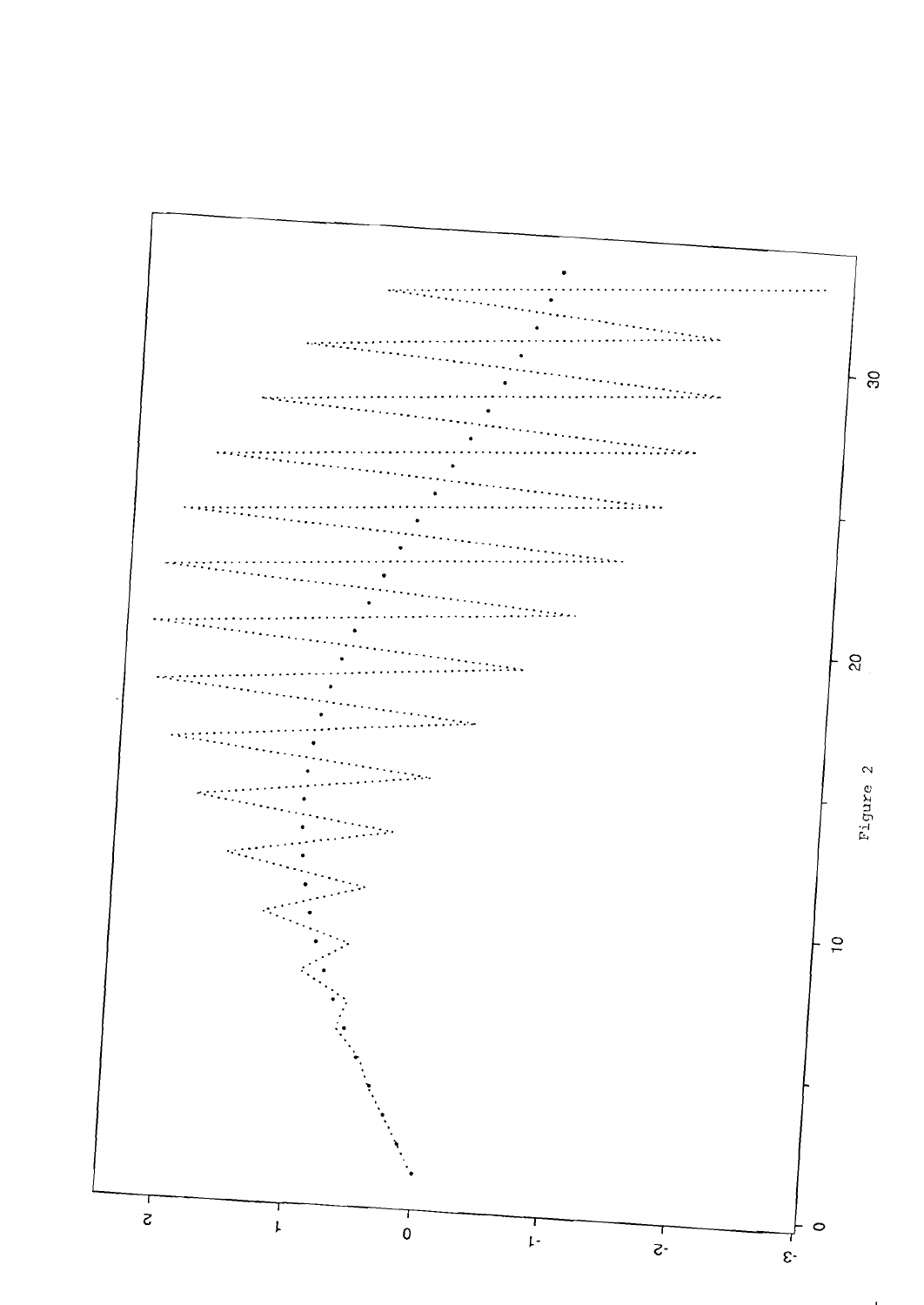Figure 2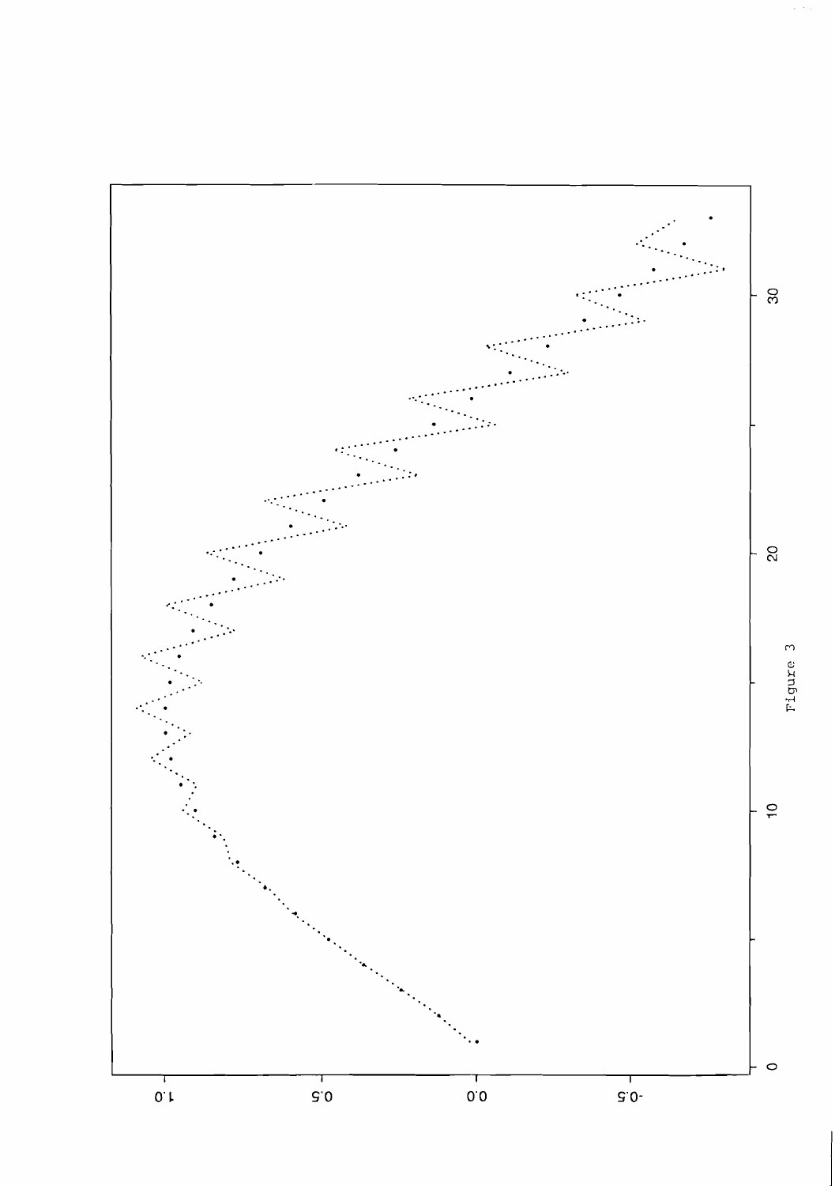Figure 3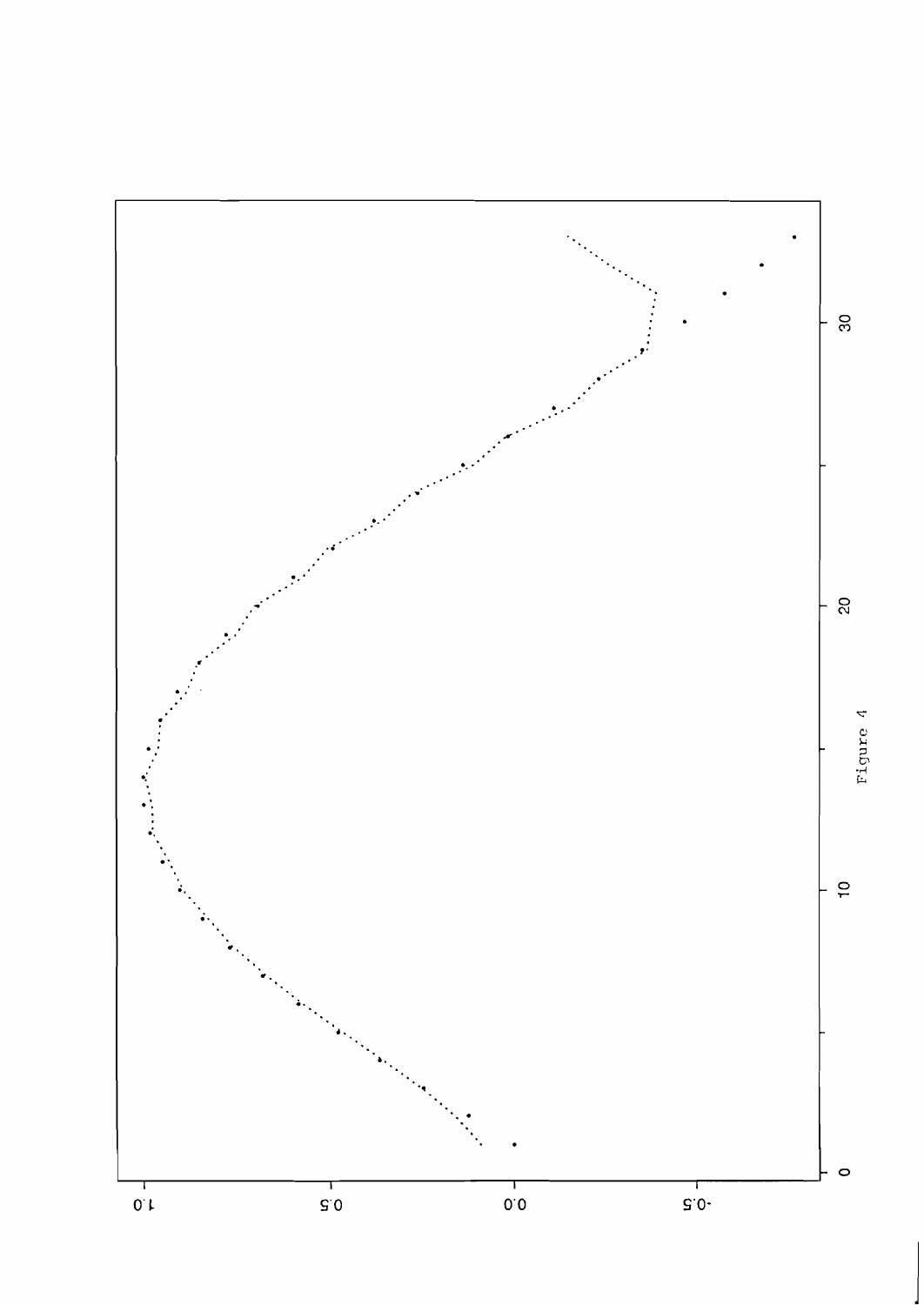Figure 4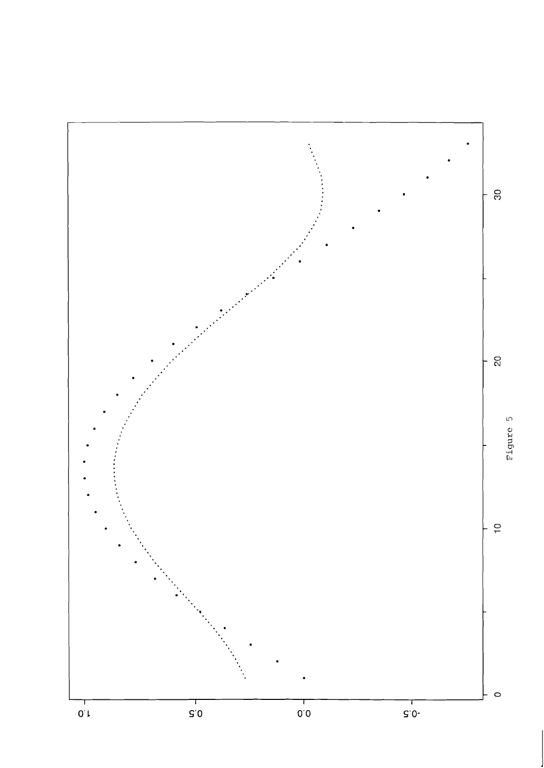Figure 5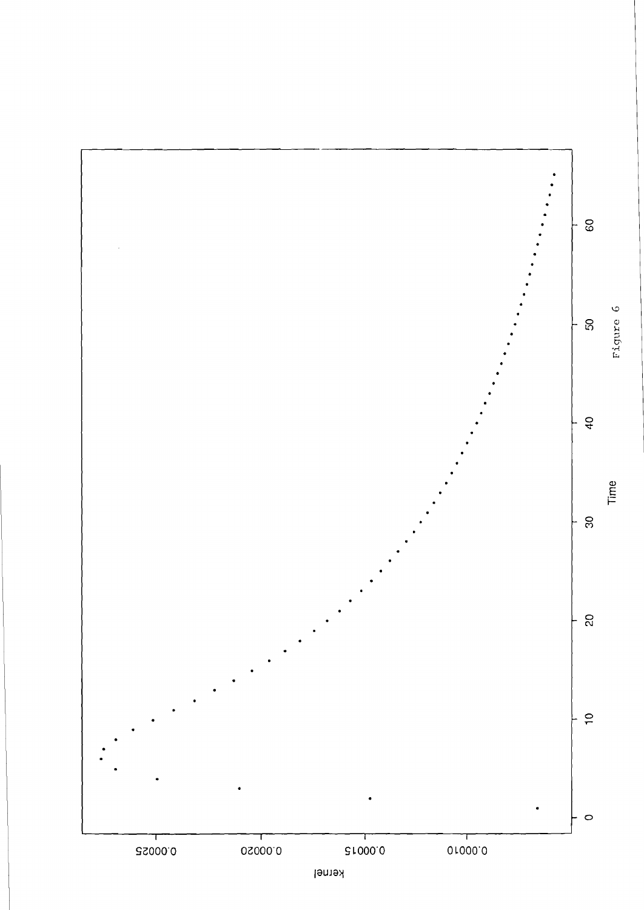Figure 6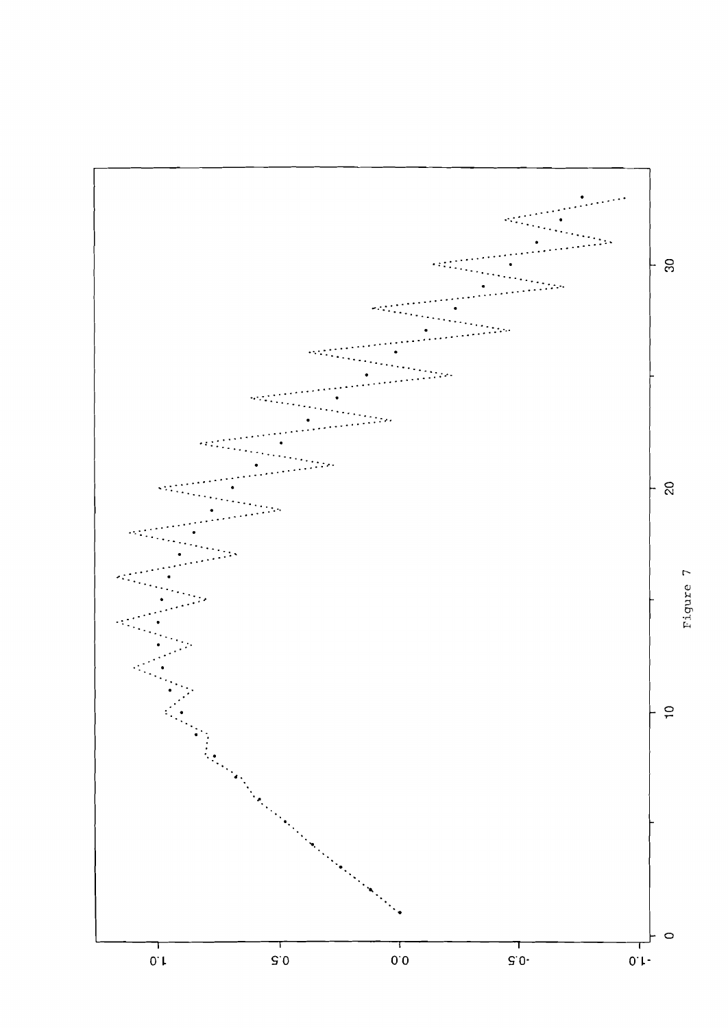Figure 7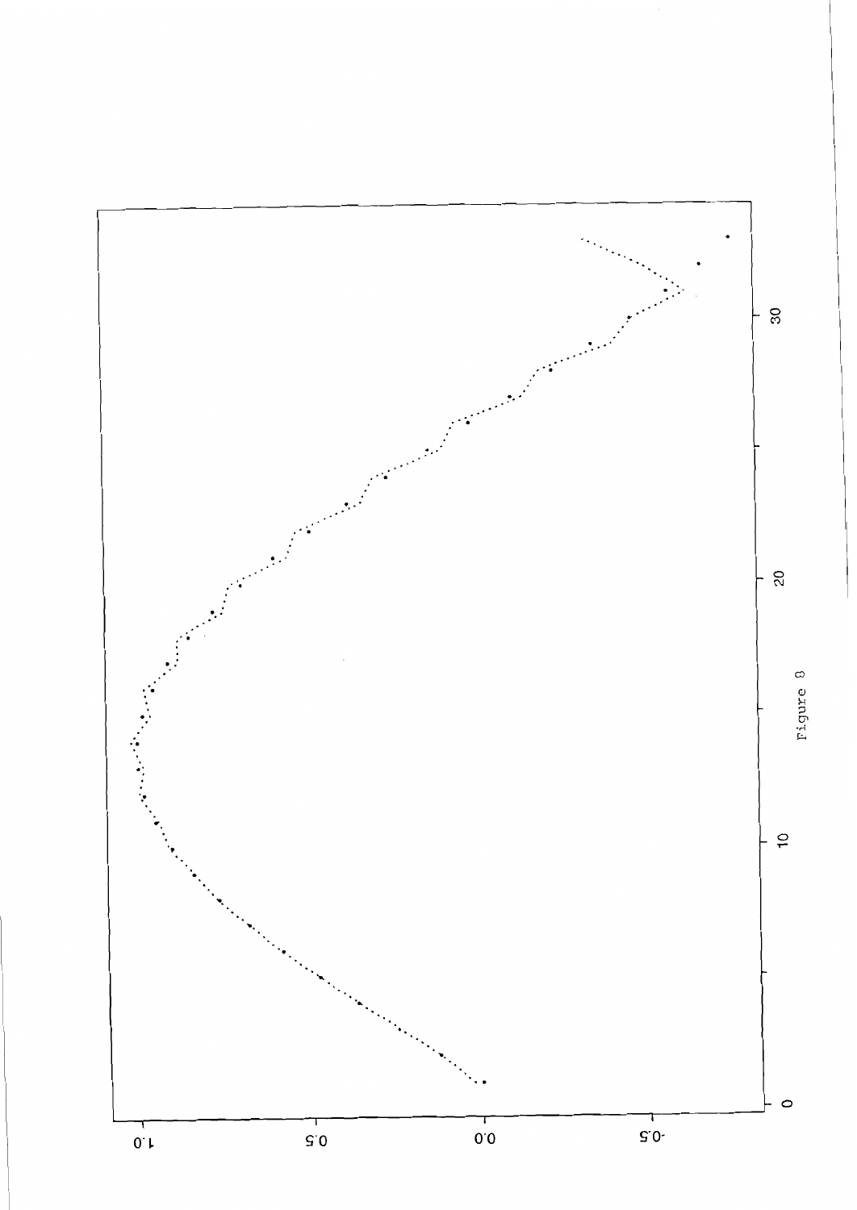Figure 8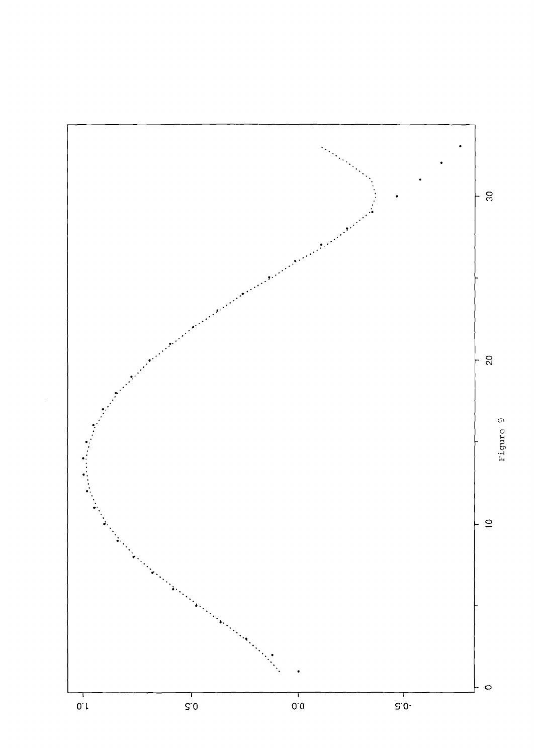Figure 9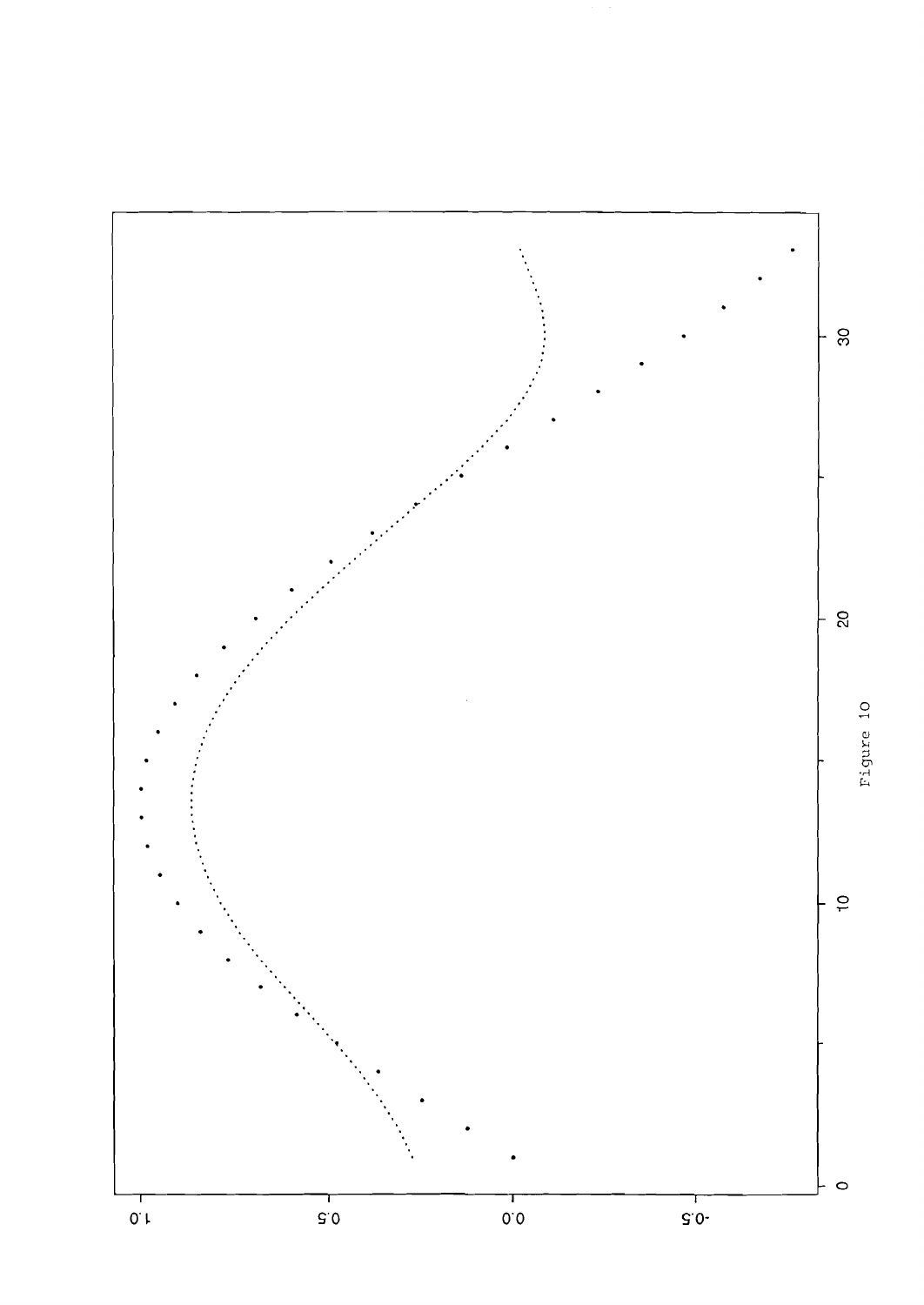Figure 10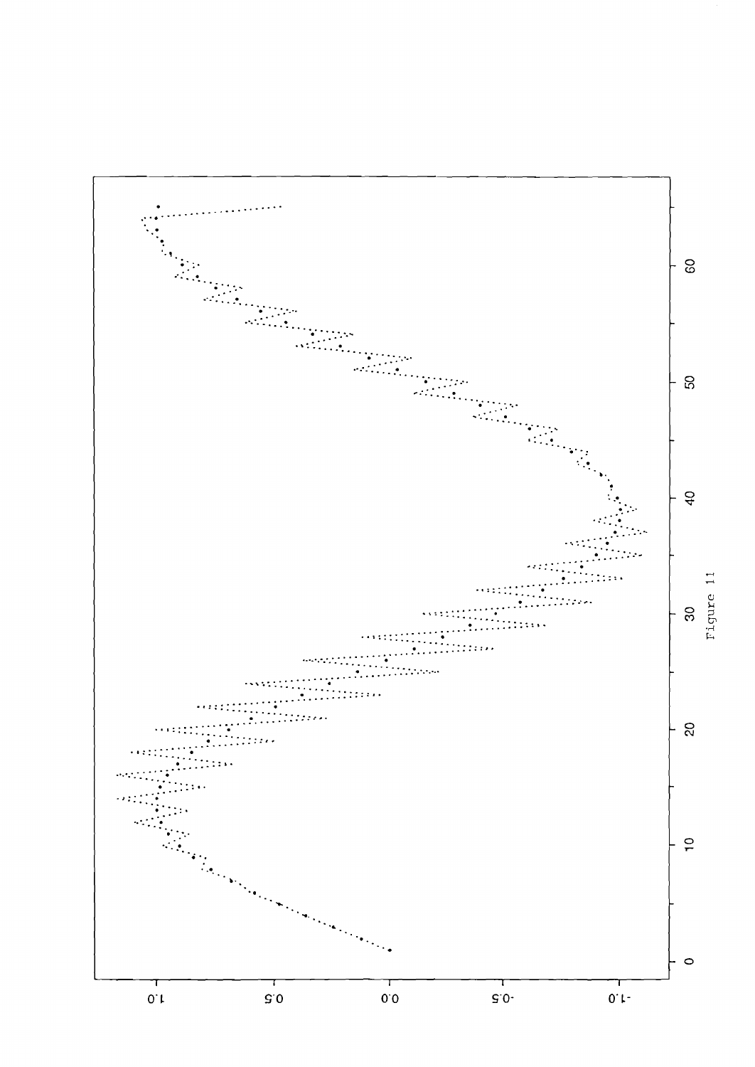Figure 11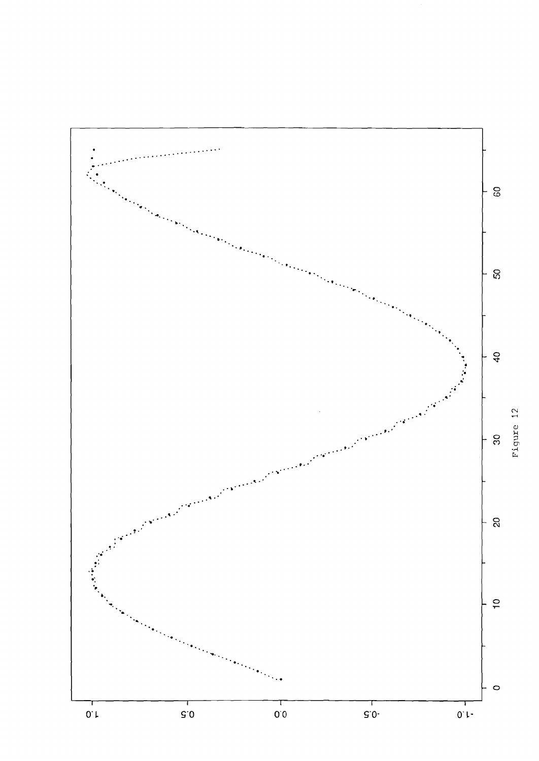Figure 12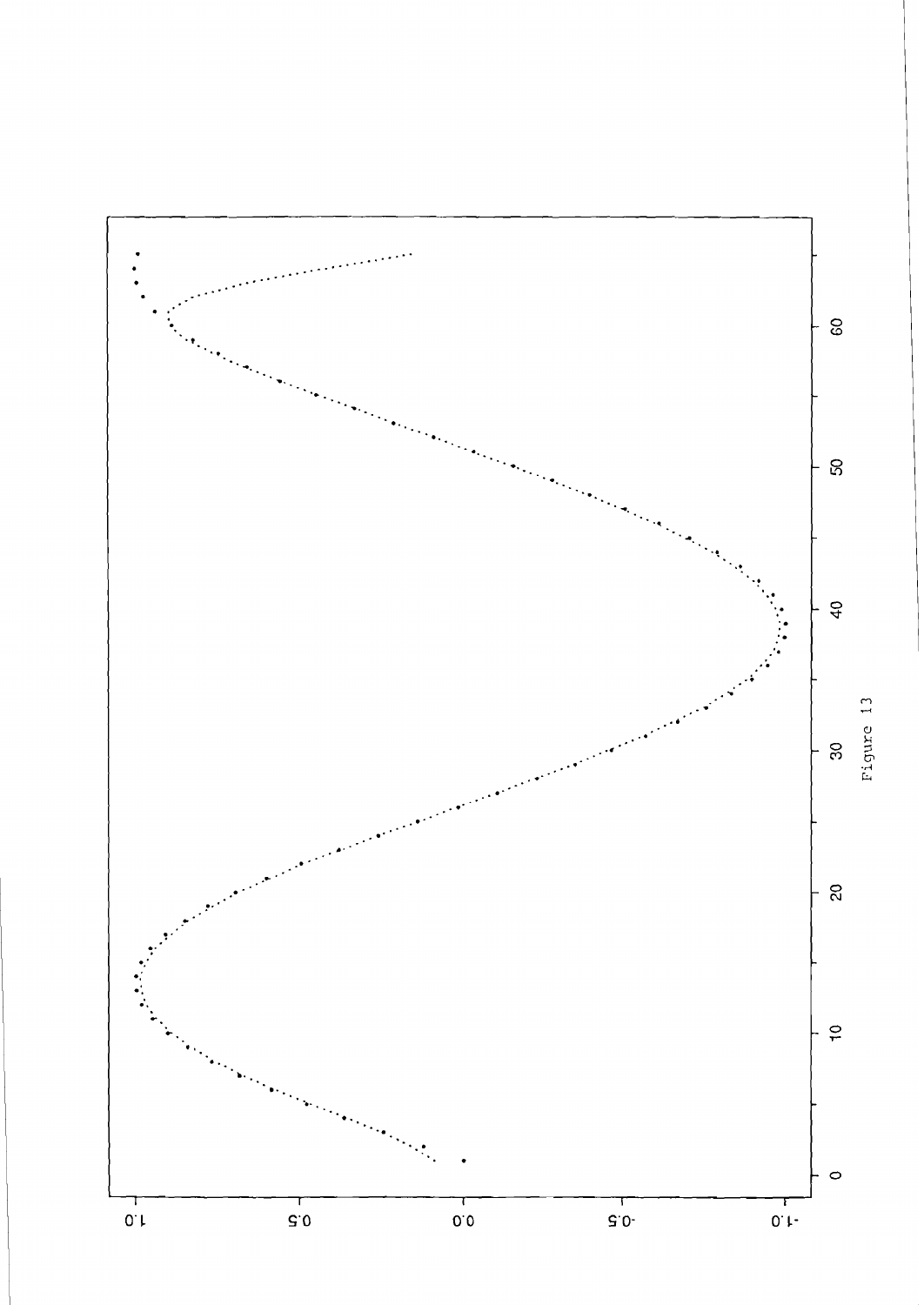Figure 13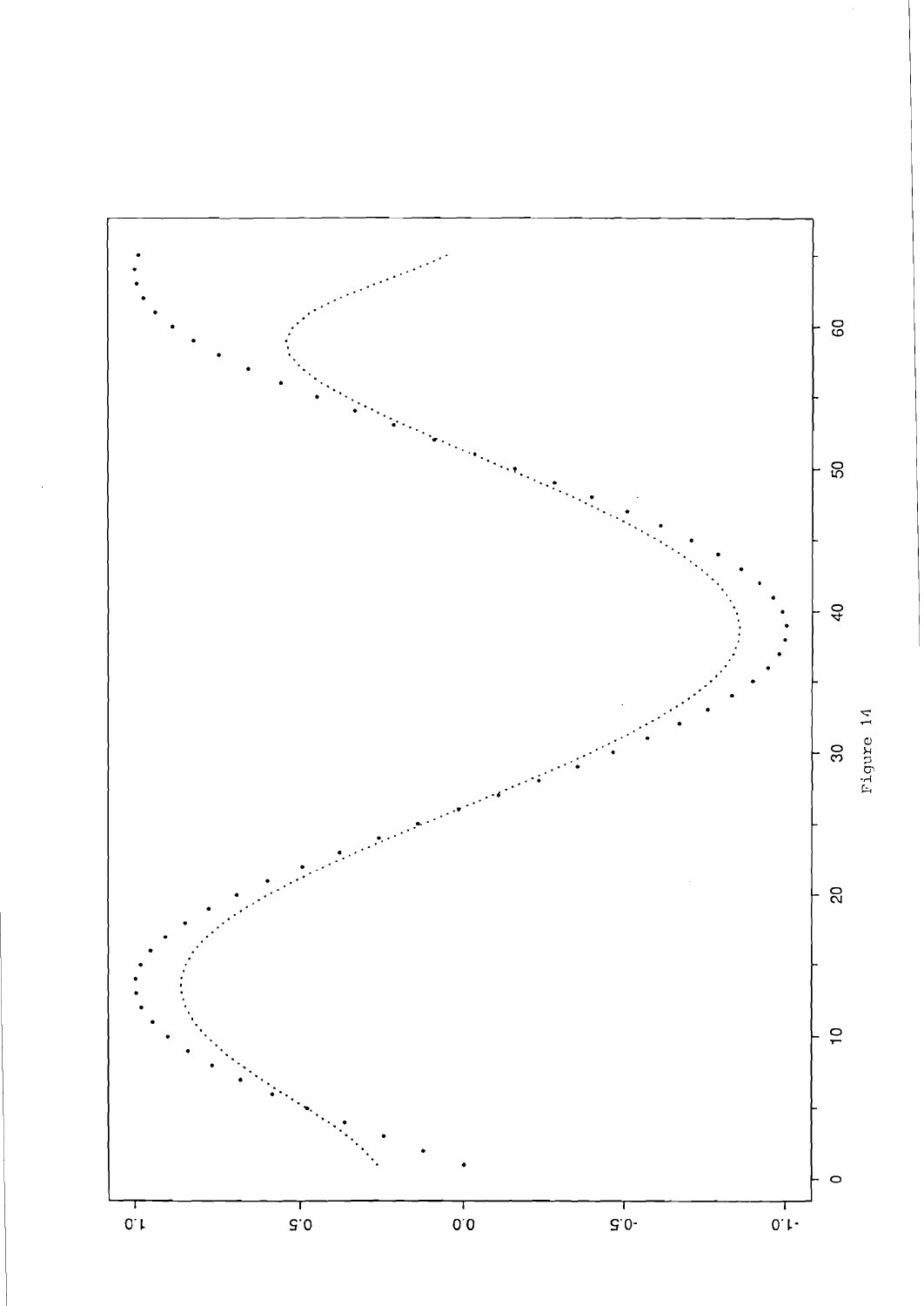Figure 14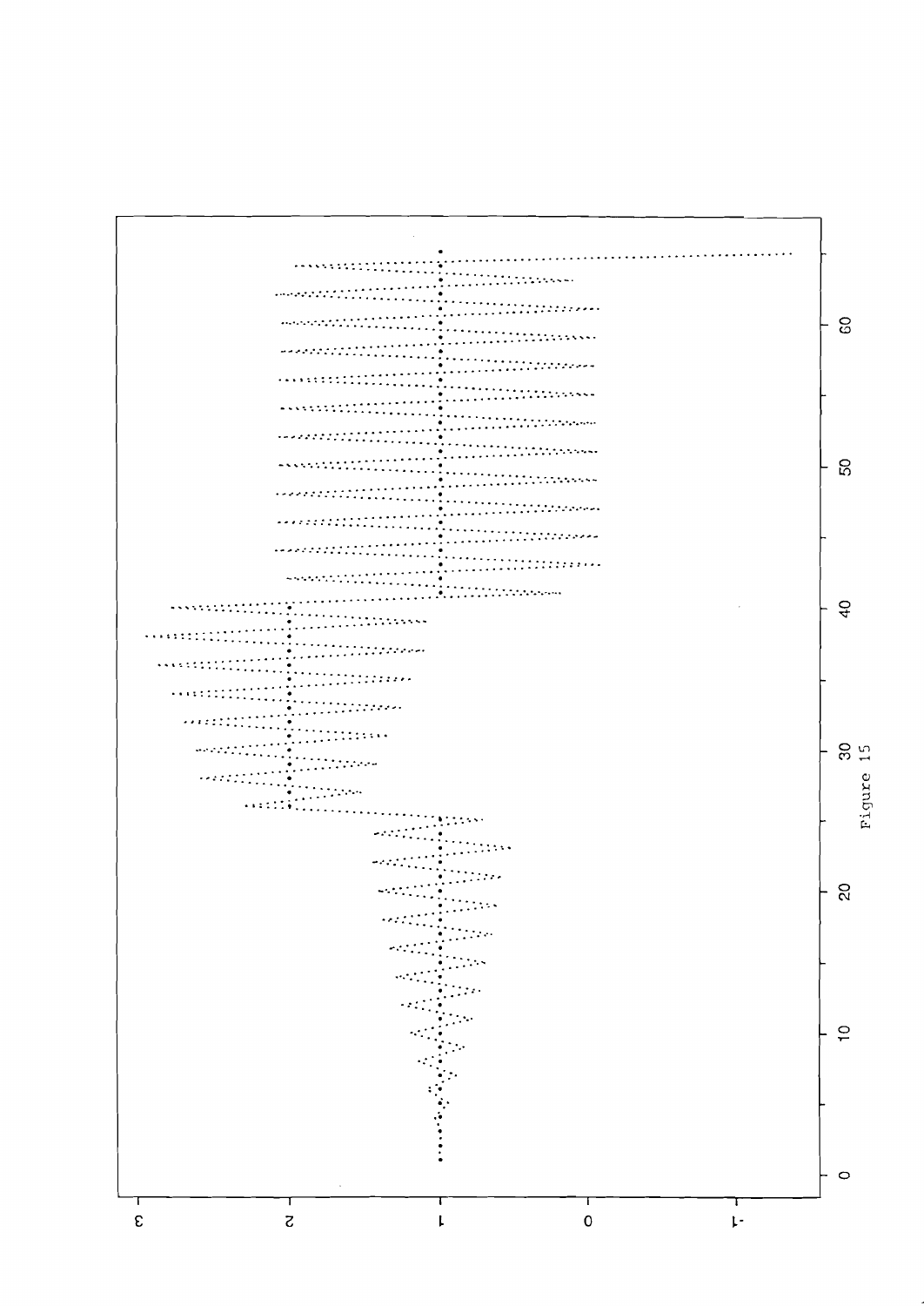Figure 15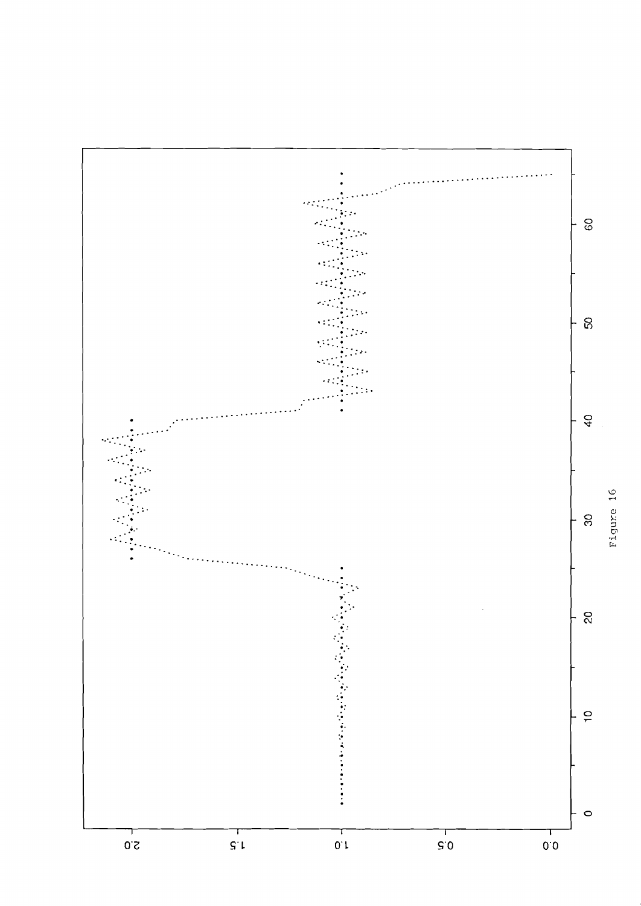Figure 16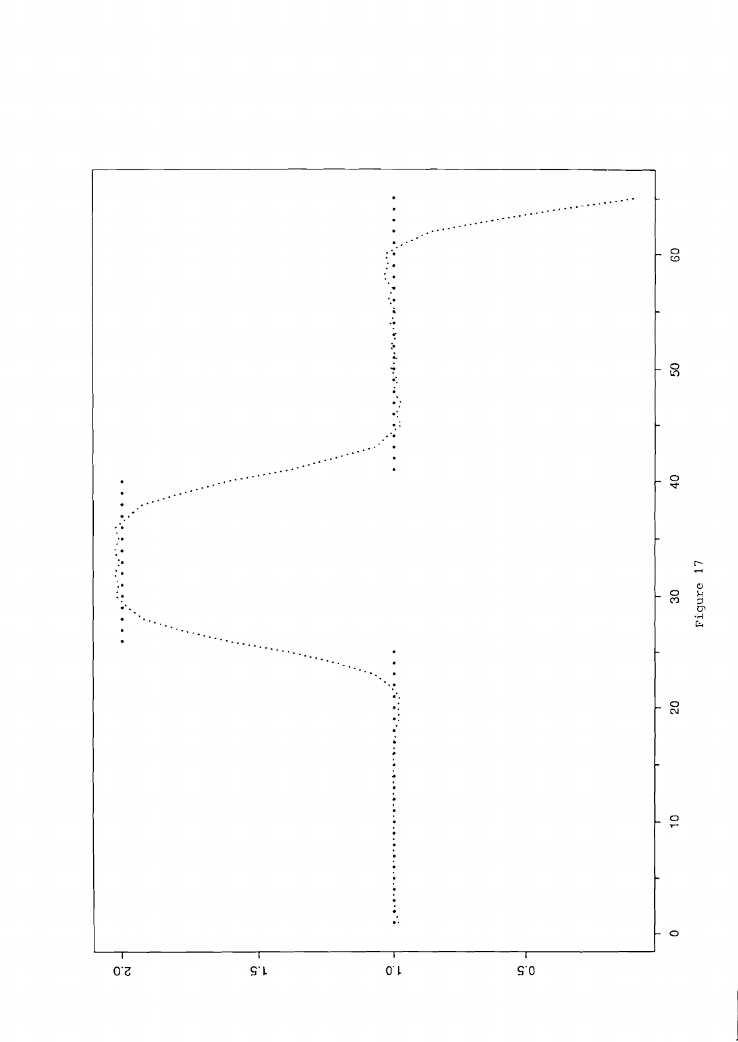Figure 17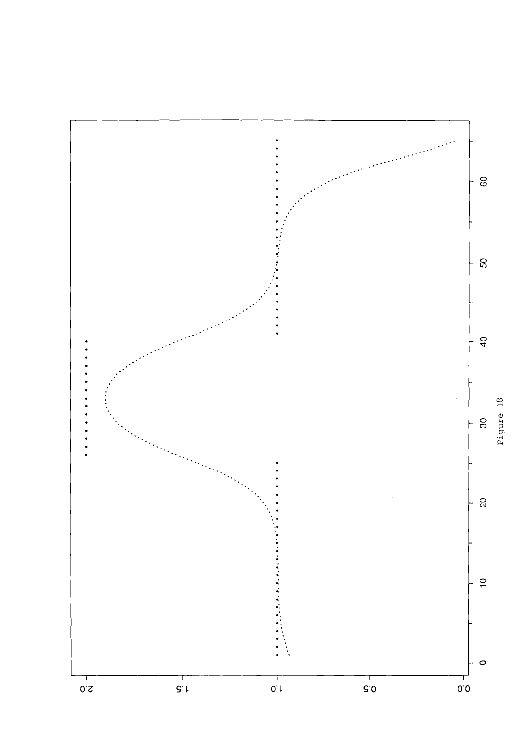Figure 18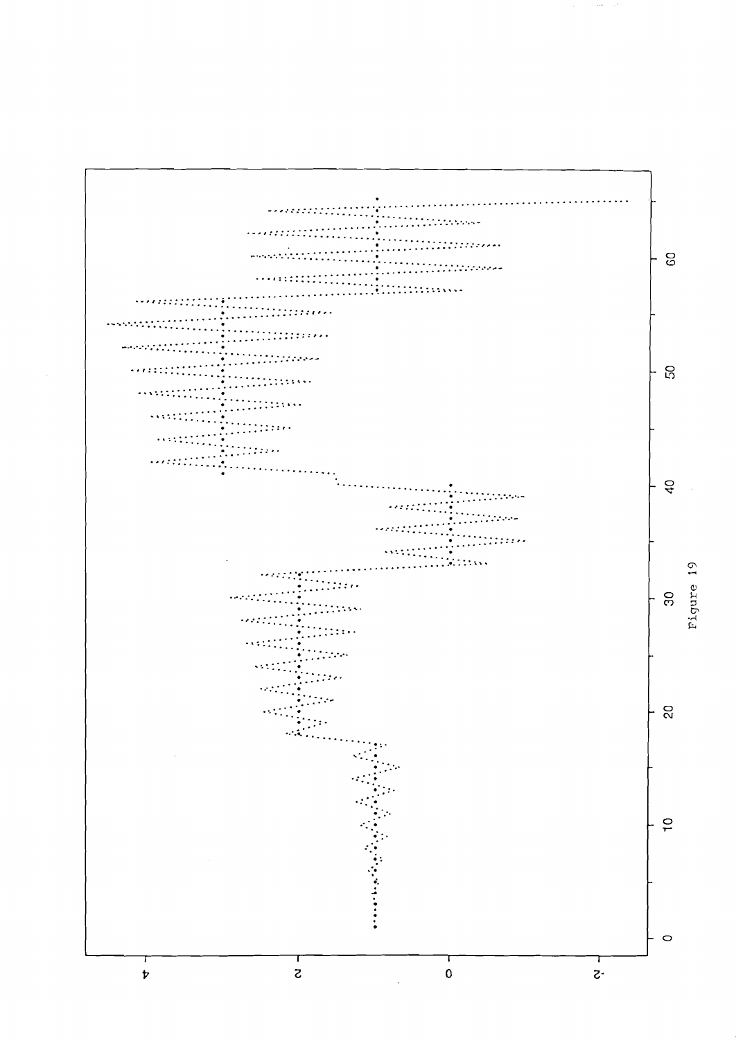Figure 19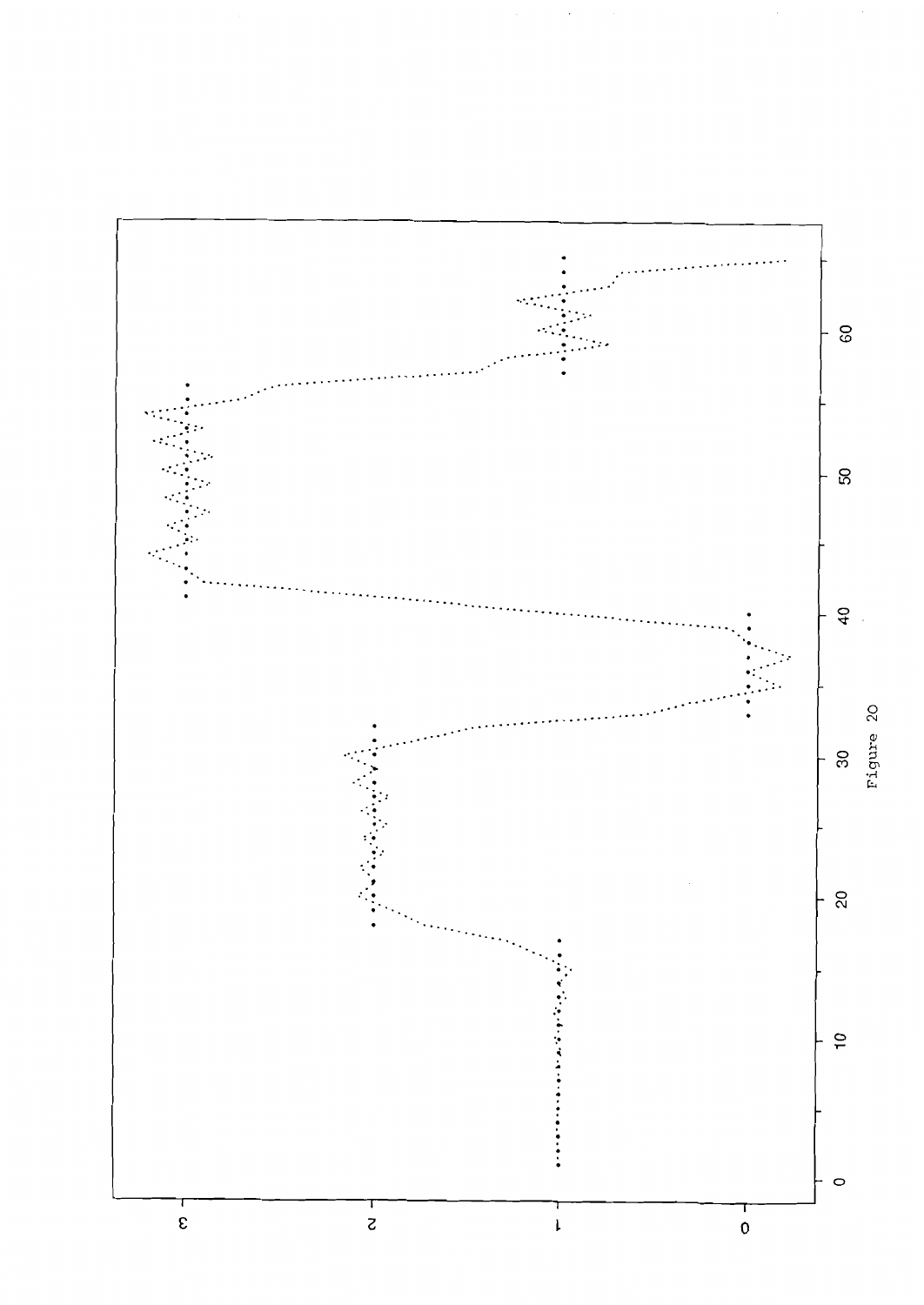Figure 20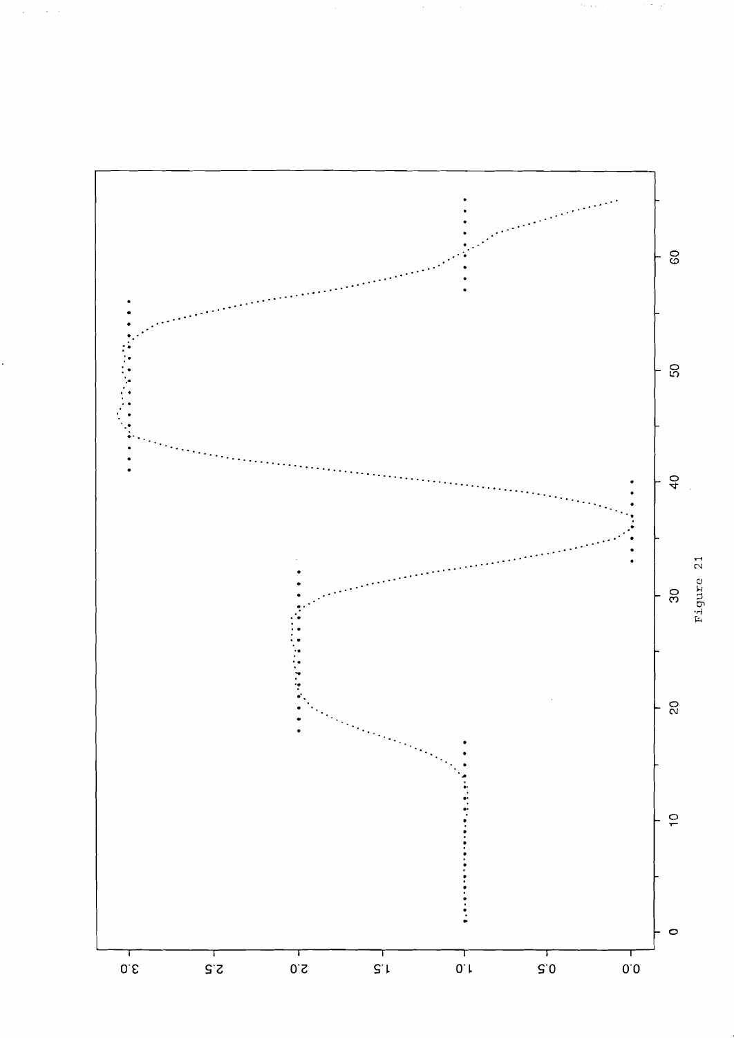Figure 21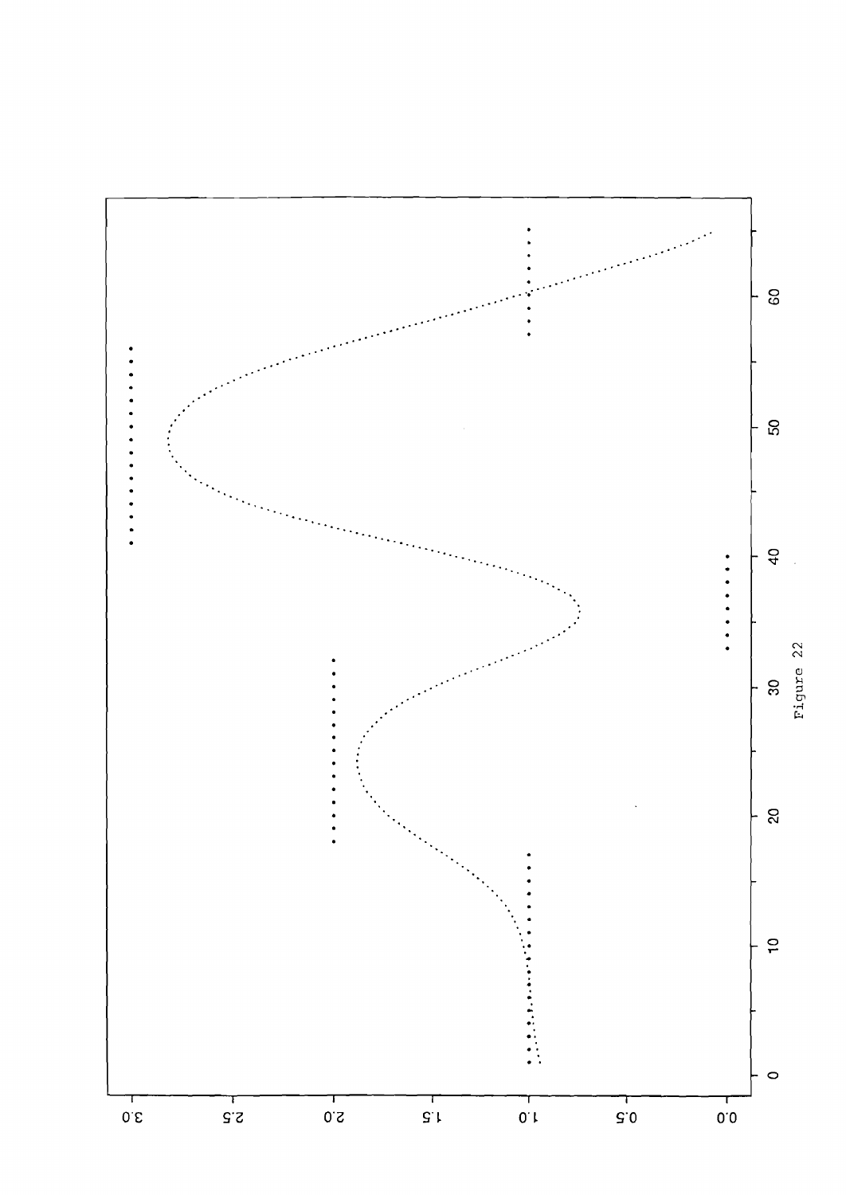0.0
0.5
1.0
1.5
2.0
2.5
3.0

0
10
20
30
40
50
60

Figure 22